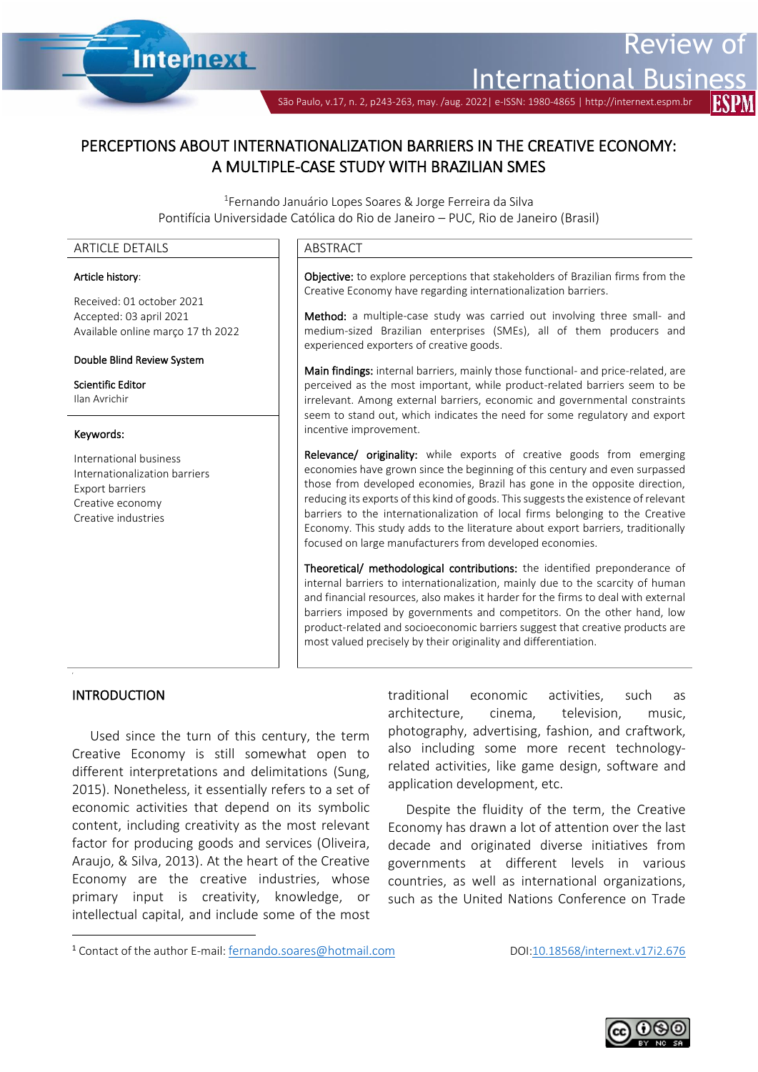# PERCEPTIONS ABOUT INTERNATIONALIZATION BARRIERS IN THE CREATIVE ECONOMY: A MULTIPLE-CASE STUDY WITH BRAZILIAN SMES

[1]Fernando Januário Lopes Soares & Jorge Ferreira da Silva
Pontifícia Universidade Católica do Rio de Janeiro – PUC, Rio de Janeiro (Brasil)

## ARTICLE DETAILS

**Article history:**

Received: 01 october 2021
Accepted: 03 april 2021
Available online março 17 th 2022

**Double Blind Review System**

**Scientific Editor**
Ilan Avrichir

**Keywords:**

International business
Internationalization barriers
Export barriers
Creative economy
Creative industries

## ABSTRACT

**Objective:** to explore perceptions that stakeholders of Brazilian firms from the Creative Economy have regarding internationalization barriers.

**Method:** a multiple-case study was carried out involving three small- and medium-sized Brazilian enterprises (SMEs), all of them producers and experienced exporters of creative goods.

**Main findings:** internal barriers, mainly those functional- and price-related, are perceived as the most important, while product-related barriers seem to be irrelevant. Among external barriers, economic and governmental constraints seem to stand out, which indicates the need for some regulatory and export incentive improvement.

**Relevance/ originality:** while exports of creative goods from emerging economies have grown since the beginning of this century and even surpassed those from developed economies, Brazil has gone in the opposite direction, reducing its exports of this kind of goods. This suggests the existence of relevant barriers to the internationalization of local firms belonging to the Creative Economy. This study adds to the literature about export barriers, traditionally focused on large manufacturers from developed economies.

**Theoretical/ methodological contributions:** the identified preponderance of internal barriers to internationalization, mainly due to the scarcity of human and financial resources, also makes it harder for the firms to deal with external barriers imposed by governments and competitors. On the other hand, low product-related and socioeconomic barriers suggest that creative products are most valued precisely by their originality and differentiation.

## INTRODUCTION

Used since the turn of this century, the term Creative Economy is still somewhat open to different interpretations and delimitations (Sung, 2015). Nonetheless, it essentially refers to a set of economic activities that depend on its symbolic content, including creativity as the most relevant factor for producing goods and services (Oliveira, Araujo, & Silva, 2013). At the heart of the Creative Economy are the creative industries, whose primary input is creativity, knowledge, or intellectual capital, and include some of the most traditional economic activities, such as architecture, cinema, television, music, photography, advertising, fashion, and craftwork, also including some more recent technology-related activities, like game design, software and application development, etc.

Despite the fluidity of the term, the Creative Economy has drawn a lot of attention over the last decade and originated diverse initiatives from governments at different levels in various countries, as well as international organizations, such as the United Nations Conference on Trade

[1] Contact of the author E-mail: fernando.soares@hotmail.com

DOI:10.18568/internext.v17i2.676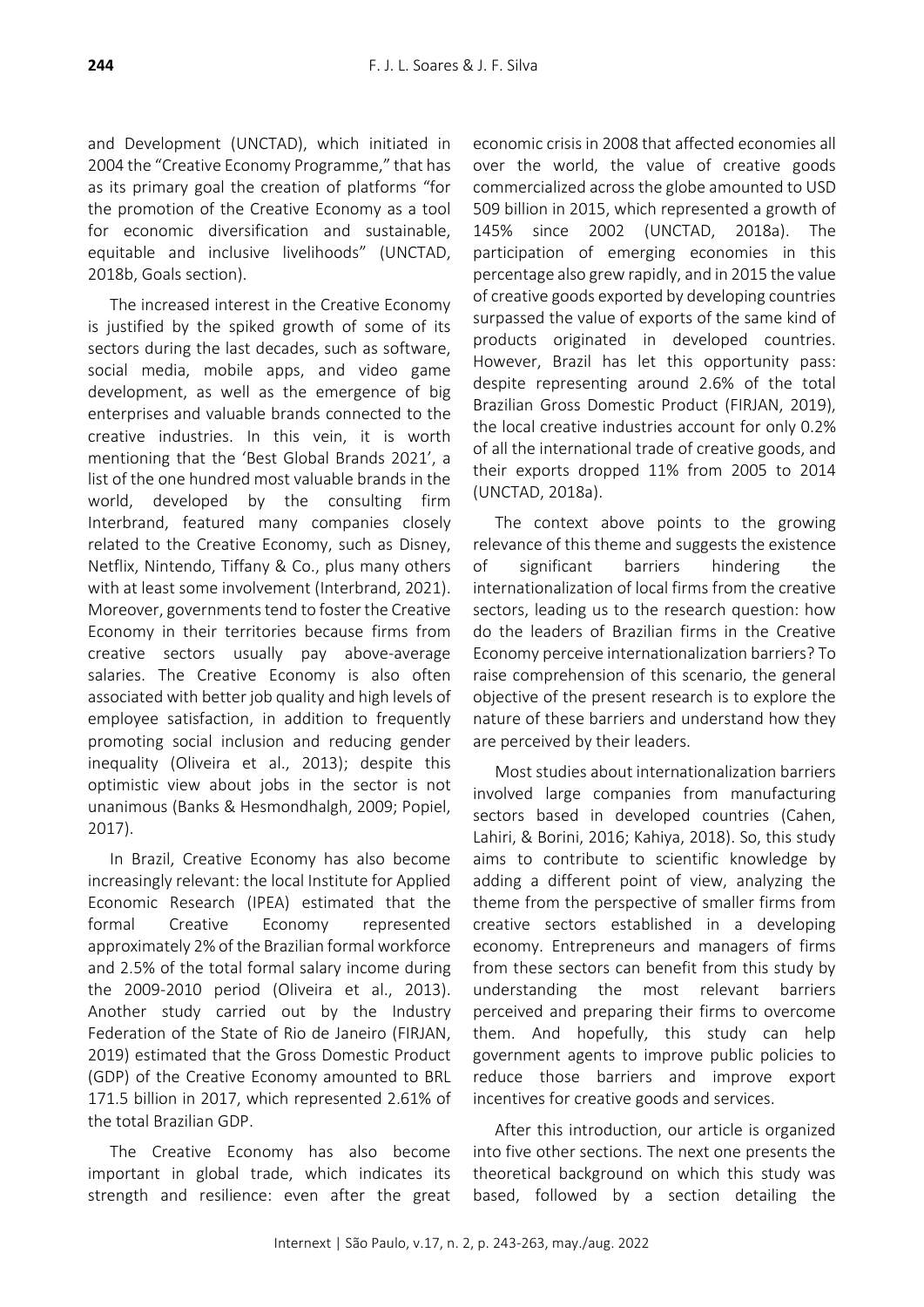and Development (UNCTAD), which initiated in 2004 the "Creative Economy Programme," that has as its primary goal the creation of platforms "for the promotion of the Creative Economy as a tool for economic diversification and sustainable, equitable and inclusive livelihoods" (UNCTAD, 2018b, Goals section).

The increased interest in the Creative Economy is justified by the spiked growth of some of its sectors during the last decades, such as software, social media, mobile apps, and video game development, as well as the emergence of big enterprises and valuable brands connected to the creative industries. In this vein, it is worth mentioning that the 'Best Global Brands 2021', a list of the one hundred most valuable brands in the world, developed by the consulting firm Interbrand, featured many companies closely related to the Creative Economy, such as Disney, Netflix, Nintendo, Tiffany & Co., plus many others with at least some involvement (Interbrand, 2021). Moreover, governments tend to foster the Creative Economy in their territories because firms from creative sectors usually pay above-average salaries. The Creative Economy is also often associated with better job quality and high levels of employee satisfaction, in addition to frequently promoting social inclusion and reducing gender inequality (Oliveira et al., 2013); despite this optimistic view about jobs in the sector is not unanimous (Banks & Hesmondhalgh, 2009; Popiel, 2017).

In Brazil, Creative Economy has also become increasingly relevant: the local Institute for Applied Economic Research (IPEA) estimated that the formal Creative Economy represented approximately 2% of the Brazilian formal workforce and 2.5% of the total formal salary income during the 2009-2010 period (Oliveira et al., 2013). Another study carried out by the Industry Federation of the State of Rio de Janeiro (FIRJAN, 2019) estimated that the Gross Domestic Product (GDP) of the Creative Economy amounted to BRL 171.5 billion in 2017, which represented 2.61% of the total Brazilian GDP.

The Creative Economy has also become important in global trade, which indicates its strength and resilience: even after the great economic crisis in 2008 that affected economies all over the world, the value of creative goods commercialized across the globe amounted to USD 509 billion in 2015, which represented a growth of 145% since 2002 (UNCTAD, 2018a). The participation of emerging economies in this percentage also grew rapidly, and in 2015 the value of creative goods exported by developing countries surpassed the value of exports of the same kind of products originated in developed countries. However, Brazil has let this opportunity pass: despite representing around 2.6% of the total Brazilian Gross Domestic Product (FIRJAN, 2019), the local creative industries account for only 0.2% of all the international trade of creative goods, and their exports dropped 11% from 2005 to 2014 (UNCTAD, 2018a).

The context above points to the growing relevance of this theme and suggests the existence of significant barriers hindering the internationalization of local firms from the creative sectors, leading us to the research question: how do the leaders of Brazilian firms in the Creative Economy perceive internationalization barriers? To raise comprehension of this scenario, the general objective of the present research is to explore the nature of these barriers and understand how they are perceived by their leaders.

Most studies about internationalization barriers involved large companies from manufacturing sectors based in developed countries (Cahen, Lahiri, & Borini, 2016; Kahiya, 2018). So, this study aims to contribute to scientific knowledge by adding a different point of view, analyzing the theme from the perspective of smaller firms from creative sectors established in a developing economy. Entrepreneurs and managers of firms from these sectors can benefit from this study by understanding the most relevant barriers perceived and preparing their firms to overcome them. And hopefully, this study can help government agents to improve public policies to reduce those barriers and improve export incentives for creative goods and services.

After this introduction, our article is organized into five other sections. The next one presents the theoretical background on which this study was based, followed by a section detailing the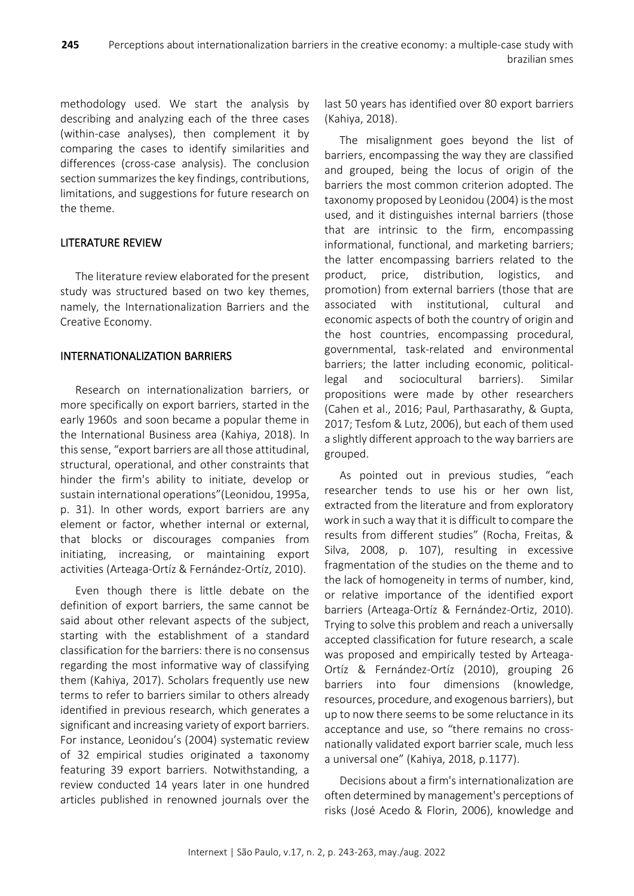methodology used. We start the analysis by describing and analyzing each of the three cases (within-case analyses), then complement it by comparing the cases to identify similarities and differences (cross-case analysis). The conclusion section summarizes the key findings, contributions, limitations, and suggestions for future research on the theme.

## LITERATURE REVIEW

The literature review elaborated for the present study was structured based on two key themes, namely, the Internationalization Barriers and the Creative Economy.

### INTERNATIONALIZATION BARRIERS

Research on internationalization barriers, or more specifically on export barriers, started in the early 1960s and soon became a popular theme in the International Business area (Kahiya, 2018). In this sense, "export barriers are all those attitudinal, structural, operational, and other constraints that hinder the firm's ability to initiate, develop or sustain international operations"(Leonidou, 1995a, p. 31). In other words, export barriers are any element or factor, whether internal or external, that blocks or discourages companies from initiating, increasing, or maintaining export activities (Arteaga-Ortíz & Fernández-Ortíz, 2010).

Even though there is little debate on the definition of export barriers, the same cannot be said about other relevant aspects of the subject, starting with the establishment of a standard classification for the barriers: there is no consensus regarding the most informative way of classifying them (Kahiya, 2017). Scholars frequently use new terms to refer to barriers similar to others already identified in previous research, which generates a significant and increasing variety of export barriers. For instance, Leonidou's (2004) systematic review of 32 empirical studies originated a taxonomy featuring 39 export barriers. Notwithstanding, a review conducted 14 years later in one hundred articles published in renowned journals over the last 50 years has identified over 80 export barriers (Kahiya, 2018).

The misalignment goes beyond the list of barriers, encompassing the way they are classified and grouped, being the locus of origin of the barriers the most common criterion adopted. The taxonomy proposed by Leonidou (2004) is the most used, and it distinguishes internal barriers (those that are intrinsic to the firm, encompassing informational, functional, and marketing barriers; the latter encompassing barriers related to the product, price, distribution, logistics, and promotion) from external barriers (those that are associated with institutional, cultural and economic aspects of both the country of origin and the host countries, encompassing procedural, governmental, task-related and environmental barriers; the latter including economic, political-legal and sociocultural barriers). Similar propositions were made by other researchers (Cahen et al., 2016; Paul, Parthasarathy, & Gupta, 2017; Tesfom & Lutz, 2006), but each of them used a slightly different approach to the way barriers are grouped.

As pointed out in previous studies, "each researcher tends to use his or her own list, extracted from the literature and from exploratory work in such a way that it is difficult to compare the results from different studies" (Rocha, Freitas, & Silva, 2008, p. 107), resulting in excessive fragmentation of the studies on the theme and to the lack of homogeneity in terms of number, kind, or relative importance of the identified export barriers (Arteaga-Ortíz & Fernández-Ortiz, 2010). Trying to solve this problem and reach a universally accepted classification for future research, a scale was proposed and empirically tested by Arteaga-Ortíz & Fernández-Ortíz (2010), grouping 26 barriers into four dimensions (knowledge, resources, procedure, and exogenous barriers), but up to now there seems to be some reluctance in its acceptance and use, so "there remains no cross-nationally validated export barrier scale, much less a universal one" (Kahiya, 2018, p.1177).

Decisions about a firm's internationalization are often determined by management's perceptions of risks (José Acedo & Florin, 2006), knowledge and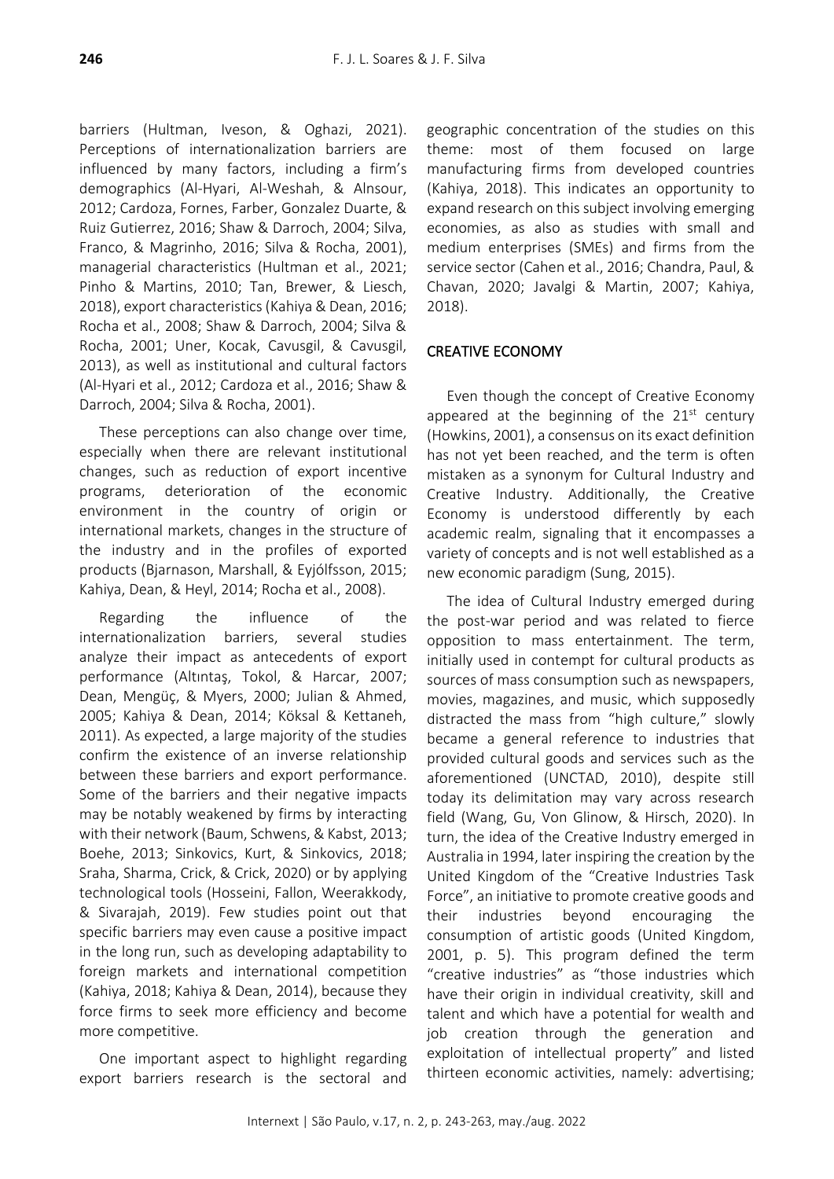barriers (Hultman, Iveson, & Oghazi, 2021). Perceptions of internationalization barriers are influenced by many factors, including a firm's demographics (Al-Hyari, Al-Weshah, & Alnsour, 2012; Cardoza, Fornes, Farber, Gonzalez Duarte, & Ruiz Gutierrez, 2016; Shaw & Darroch, 2004; Silva, Franco, & Magrinho, 2016; Silva & Rocha, 2001), managerial characteristics (Hultman et al., 2021; Pinho & Martins, 2010; Tan, Brewer, & Liesch, 2018), export characteristics (Kahiya & Dean, 2016; Rocha et al., 2008; Shaw & Darroch, 2004; Silva & Rocha, 2001; Uner, Kocak, Cavusgil, & Cavusgil, 2013), as well as institutional and cultural factors (Al-Hyari et al., 2012; Cardoza et al., 2016; Shaw & Darroch, 2004; Silva & Rocha, 2001).

These perceptions can also change over time, especially when there are relevant institutional changes, such as reduction of export incentive programs, deterioration of the economic environment in the country of origin or international markets, changes in the structure of the industry and in the profiles of exported products (Bjarnason, Marshall, & Eyjólfsson, 2015; Kahiya, Dean, & Heyl, 2014; Rocha et al., 2008).

Regarding the influence of the internationalization barriers, several studies analyze their impact as antecedents of export performance (Altıntaş, Tokol, & Harcar, 2007; Dean, Mengüç, & Myers, 2000; Julian & Ahmed, 2005; Kahiya & Dean, 2014; Köksal & Kettaneh, 2011). As expected, a large majority of the studies confirm the existence of an inverse relationship between these barriers and export performance. Some of the barriers and their negative impacts may be notably weakened by firms by interacting with their network (Baum, Schwens, & Kabst, 2013; Boehe, 2013; Sinkovics, Kurt, & Sinkovics, 2018; Sraha, Sharma, Crick, & Crick, 2020) or by applying technological tools (Hosseini, Fallon, Weerakkody, & Sivarajah, 2019). Few studies point out that specific barriers may even cause a positive impact in the long run, such as developing adaptability to foreign markets and international competition (Kahiya, 2018; Kahiya & Dean, 2014), because they force firms to seek more efficiency and become more competitive.

One important aspect to highlight regarding export barriers research is the sectoral and geographic concentration of the studies on this theme: most of them focused on large manufacturing firms from developed countries (Kahiya, 2018). This indicates an opportunity to expand research on this subject involving emerging economies, as also as studies with small and medium enterprises (SMEs) and firms from the service sector (Cahen et al., 2016; Chandra, Paul, & Chavan, 2020; Javalgi & Martin, 2007; Kahiya, 2018).

## CREATIVE ECONOMY

Even though the concept of Creative Economy appeared at the beginning of the 21st century (Howkins, 2001), a consensus on its exact definition has not yet been reached, and the term is often mistaken as a synonym for Cultural Industry and Creative Industry. Additionally, the Creative Economy is understood differently by each academic realm, signaling that it encompasses a variety of concepts and is not well established as a new economic paradigm (Sung, 2015).

The idea of Cultural Industry emerged during the post-war period and was related to fierce opposition to mass entertainment. The term, initially used in contempt for cultural products as sources of mass consumption such as newspapers, movies, magazines, and music, which supposedly distracted the mass from "high culture," slowly became a general reference to industries that provided cultural goods and services such as the aforementioned (UNCTAD, 2010), despite still today its delimitation may vary across research field (Wang, Gu, Von Glinow, & Hirsch, 2020). In turn, the idea of the Creative Industry emerged in Australia in 1994, later inspiring the creation by the United Kingdom of the "Creative Industries Task Force", an initiative to promote creative goods and their industries beyond encouraging the consumption of artistic goods (United Kingdom, 2001, p. 5). This program defined the term "creative industries" as "those industries which have their origin in individual creativity, skill and talent and which have a potential for wealth and job creation through the generation and exploitation of intellectual property" and listed thirteen economic activities, namely: advertising;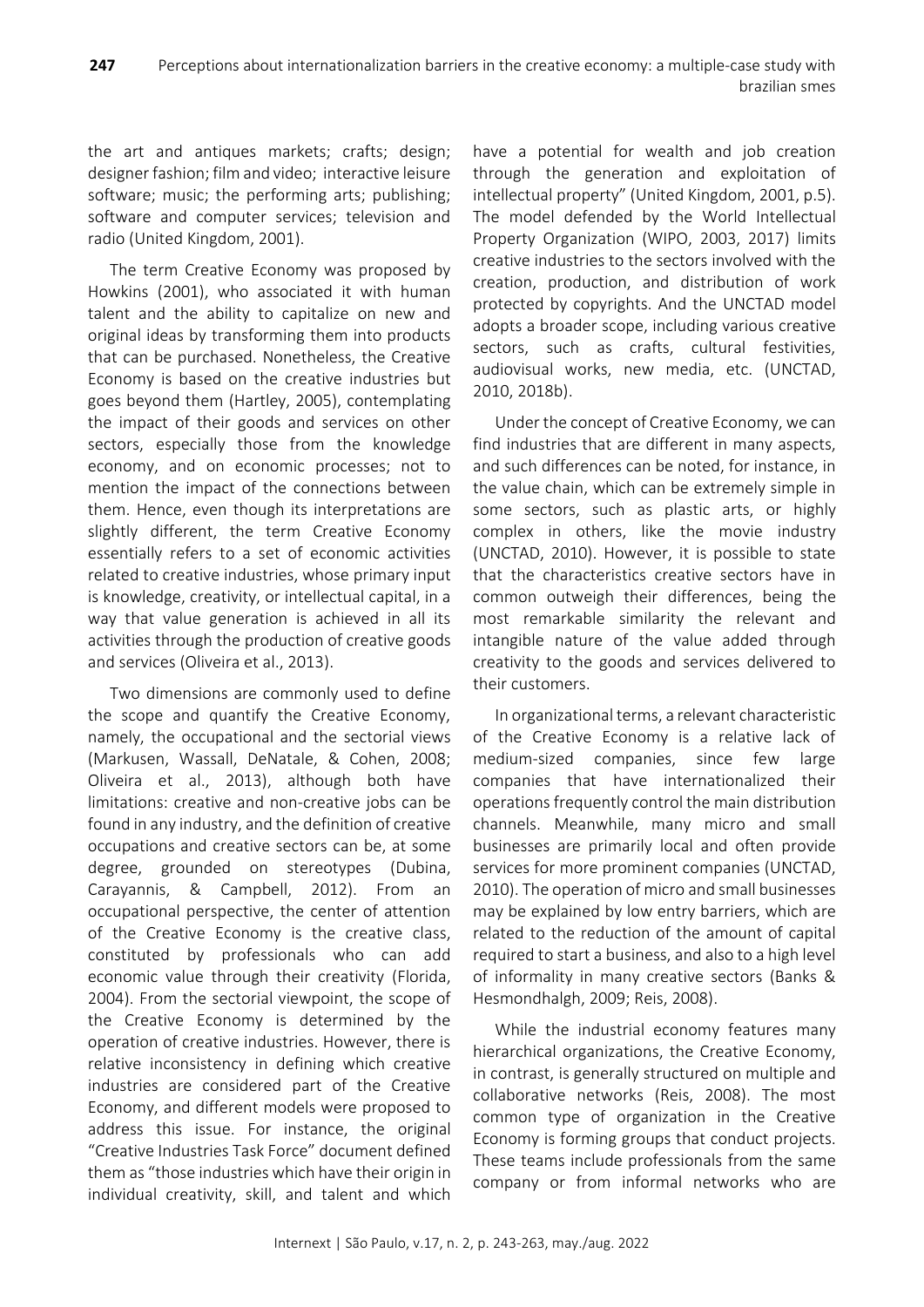the art and antiques markets; crafts; design; designer fashion; film and video; interactive leisure software; music; the performing arts; publishing; software and computer services; television and radio (United Kingdom, 2001).

The term Creative Economy was proposed by Howkins (2001), who associated it with human talent and the ability to capitalize on new and original ideas by transforming them into products that can be purchased. Nonetheless, the Creative Economy is based on the creative industries but goes beyond them (Hartley, 2005), contemplating the impact of their goods and services on other sectors, especially those from the knowledge economy, and on economic processes; not to mention the impact of the connections between them. Hence, even though its interpretations are slightly different, the term Creative Economy essentially refers to a set of economic activities related to creative industries, whose primary input is knowledge, creativity, or intellectual capital, in a way that value generation is achieved in all its activities through the production of creative goods and services (Oliveira et al., 2013).

Two dimensions are commonly used to define the scope and quantify the Creative Economy, namely, the occupational and the sectorial views (Markusen, Wassall, DeNatale, & Cohen, 2008; Oliveira et al., 2013), although both have limitations: creative and non-creative jobs can be found in any industry, and the definition of creative occupations and creative sectors can be, at some degree, grounded on stereotypes (Dubina, Carayannis, & Campbell, 2012). From an occupational perspective, the center of attention of the Creative Economy is the creative class, constituted by professionals who can add economic value through their creativity (Florida, 2004). From the sectorial viewpoint, the scope of the Creative Economy is determined by the operation of creative industries. However, there is relative inconsistency in defining which creative industries are considered part of the Creative Economy, and different models were proposed to address this issue. For instance, the original "Creative Industries Task Force" document defined them as "those industries which have their origin in individual creativity, skill, and talent and which have a potential for wealth and job creation through the generation and exploitation of intellectual property" (United Kingdom, 2001, p.5). The model defended by the World Intellectual Property Organization (WIPO, 2003, 2017) limits creative industries to the sectors involved with the creation, production, and distribution of work protected by copyrights. And the UNCTAD model adopts a broader scope, including various creative sectors, such as crafts, cultural festivities, audiovisual works, new media, etc. (UNCTAD, 2010, 2018b).

Under the concept of Creative Economy, we can find industries that are different in many aspects, and such differences can be noted, for instance, in the value chain, which can be extremely simple in some sectors, such as plastic arts, or highly complex in others, like the movie industry (UNCTAD, 2010). However, it is possible to state that the characteristics creative sectors have in common outweigh their differences, being the most remarkable similarity the relevant and intangible nature of the value added through creativity to the goods and services delivered to their customers.

In organizational terms, a relevant characteristic of the Creative Economy is a relative lack of medium-sized companies, since few large companies that have internationalized their operations frequently control the main distribution channels. Meanwhile, many micro and small businesses are primarily local and often provide services for more prominent companies (UNCTAD, 2010). The operation of micro and small businesses may be explained by low entry barriers, which are related to the reduction of the amount of capital required to start a business, and also to a high level of informality in many creative sectors (Banks & Hesmondhalgh, 2009; Reis, 2008).

While the industrial economy features many hierarchical organizations, the Creative Economy, in contrast, is generally structured on multiple and collaborative networks (Reis, 2008). The most common type of organization in the Creative Economy is forming groups that conduct projects. These teams include professionals from the same company or from informal networks who are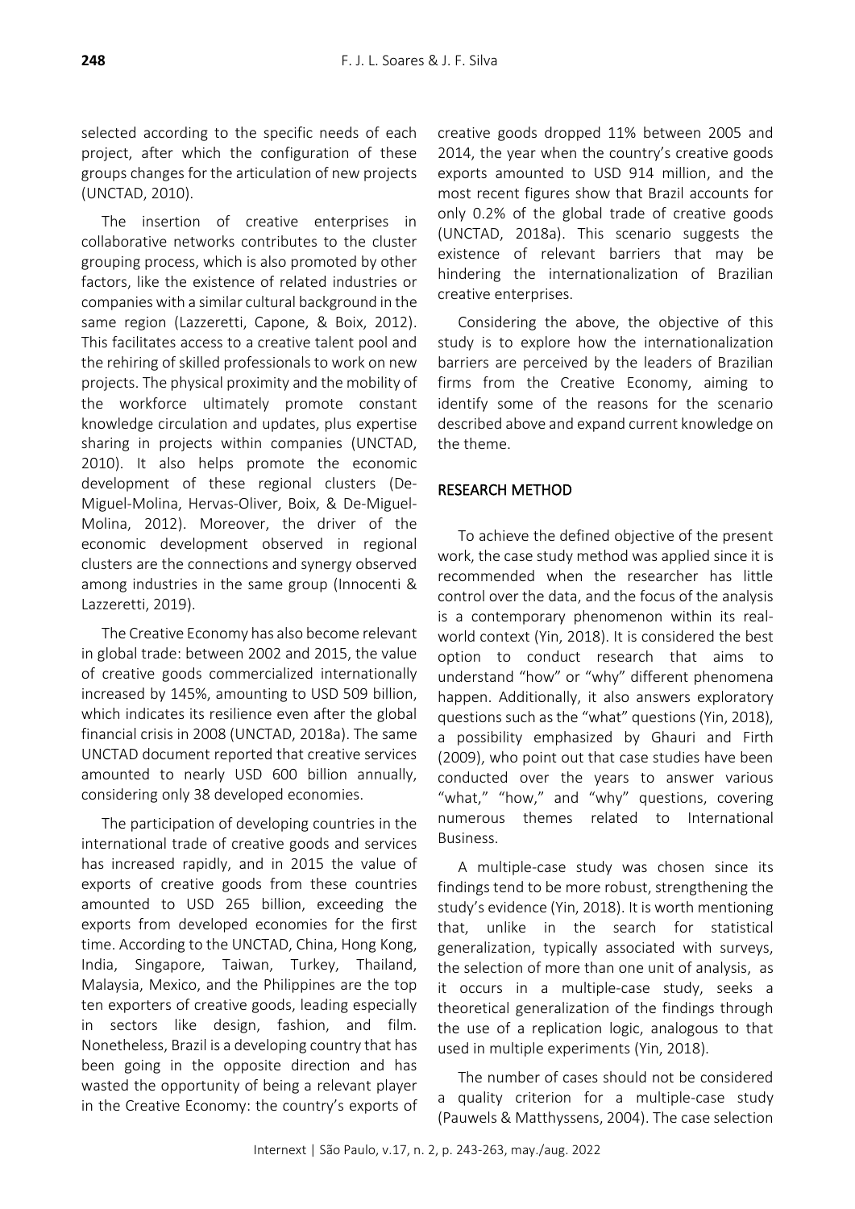selected according to the specific needs of each project, after which the configuration of these groups changes for the articulation of new projects (UNCTAD, 2010).

The insertion of creative enterprises in collaborative networks contributes to the cluster grouping process, which is also promoted by other factors, like the existence of related industries or companies with a similar cultural background in the same region (Lazzeretti, Capone, & Boix, 2012). This facilitates access to a creative talent pool and the rehiring of skilled professionals to work on new projects. The physical proximity and the mobility of the workforce ultimately promote constant knowledge circulation and updates, plus expertise sharing in projects within companies (UNCTAD, 2010). It also helps promote the economic development of these regional clusters (De-Miguel-Molina, Hervas-Oliver, Boix, & De-Miguel-Molina, 2012). Moreover, the driver of the economic development observed in regional clusters are the connections and synergy observed among industries in the same group (Innocenti & Lazzeretti, 2019).

The Creative Economy has also become relevant in global trade: between 2002 and 2015, the value of creative goods commercialized internationally increased by 145%, amounting to USD 509 billion, which indicates its resilience even after the global financial crisis in 2008 (UNCTAD, 2018a). The same UNCTAD document reported that creative services amounted to nearly USD 600 billion annually, considering only 38 developed economies.

The participation of developing countries in the international trade of creative goods and services has increased rapidly, and in 2015 the value of exports of creative goods from these countries amounted to USD 265 billion, exceeding the exports from developed economies for the first time. According to the UNCTAD, China, Hong Kong, India, Singapore, Taiwan, Turkey, Thailand, Malaysia, Mexico, and the Philippines are the top ten exporters of creative goods, leading especially in sectors like design, fashion, and film. Nonetheless, Brazil is a developing country that has been going in the opposite direction and has wasted the opportunity of being a relevant player in the Creative Economy: the country's exports of creative goods dropped 11% between 2005 and 2014, the year when the country's creative goods exports amounted to USD 914 million, and the most recent figures show that Brazil accounts for only 0.2% of the global trade of creative goods (UNCTAD, 2018a). This scenario suggests the existence of relevant barriers that may be hindering the internationalization of Brazilian creative enterprises.

Considering the above, the objective of this study is to explore how the internationalization barriers are perceived by the leaders of Brazilian firms from the Creative Economy, aiming to identify some of the reasons for the scenario described above and expand current knowledge on the theme.

## RESEARCH METHOD

To achieve the defined objective of the present work, the case study method was applied since it is recommended when the researcher has little control over the data, and the focus of the analysis is a contemporary phenomenon within its real-world context (Yin, 2018). It is considered the best option to conduct research that aims to understand "how" or "why" different phenomena happen. Additionally, it also answers exploratory questions such as the "what" questions (Yin, 2018), a possibility emphasized by Ghauri and Firth (2009), who point out that case studies have been conducted over the years to answer various "what," "how," and "why" questions, covering numerous themes related to International Business.

A multiple-case study was chosen since its findings tend to be more robust, strengthening the study's evidence (Yin, 2018). It is worth mentioning that, unlike in the search for statistical generalization, typically associated with surveys, the selection of more than one unit of analysis, as it occurs in a multiple-case study, seeks a theoretical generalization of the findings through the use of a replication logic, analogous to that used in multiple experiments (Yin, 2018).

The number of cases should not be considered a quality criterion for a multiple-case study (Pauwels & Matthyssens, 2004). The case selection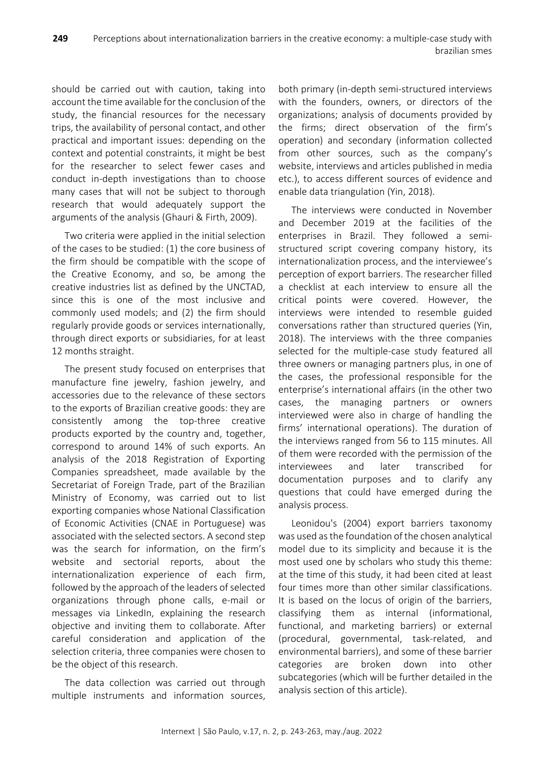should be carried out with caution, taking into account the time available for the conclusion of the study, the financial resources for the necessary trips, the availability of personal contact, and other practical and important issues: depending on the context and potential constraints, it might be best for the researcher to select fewer cases and conduct in-depth investigations than to choose many cases that will not be subject to thorough research that would adequately support the arguments of the analysis (Ghauri & Firth, 2009).

Two criteria were applied in the initial selection of the cases to be studied: (1) the core business of the firm should be compatible with the scope of the Creative Economy, and so, be among the creative industries list as defined by the UNCTAD, since this is one of the most inclusive and commonly used models; and (2) the firm should regularly provide goods or services internationally, through direct exports or subsidiaries, for at least 12 months straight.

The present study focused on enterprises that manufacture fine jewelry, fashion jewelry, and accessories due to the relevance of these sectors to the exports of Brazilian creative goods: they are consistently among the top-three creative products exported by the country and, together, correspond to around 14% of such exports. An analysis of the 2018 Registration of Exporting Companies spreadsheet, made available by the Secretariat of Foreign Trade, part of the Brazilian Ministry of Economy, was carried out to list exporting companies whose National Classification of Economic Activities (CNAE in Portuguese) was associated with the selected sectors. A second step was the search for information, on the firm's website and sectorial reports, about the internationalization experience of each firm, followed by the approach of the leaders of selected organizations through phone calls, e-mail or messages via LinkedIn, explaining the research objective and inviting them to collaborate. After careful consideration and application of the selection criteria, three companies were chosen to be the object of this research.

The data collection was carried out through multiple instruments and information sources, both primary (in-depth semi-structured interviews with the founders, owners, or directors of the organizations; analysis of documents provided by the firms; direct observation of the firm's operation) and secondary (information collected from other sources, such as the company's website, interviews and articles published in media etc.), to access different sources of evidence and enable data triangulation (Yin, 2018).

The interviews were conducted in November and December 2019 at the facilities of the enterprises in Brazil. They followed a semi-structured script covering company history, its internationalization process, and the interviewee's perception of export barriers. The researcher filled a checklist at each interview to ensure all the critical points were covered. However, the interviews were intended to resemble guided conversations rather than structured queries (Yin, 2018). The interviews with the three companies selected for the multiple-case study featured all three owners or managing partners plus, in one of the cases, the professional responsible for the enterprise's international affairs (in the other two cases, the managing partners or owners interviewed were also in charge of handling the firms' international operations). The duration of the interviews ranged from 56 to 115 minutes. All of them were recorded with the permission of the interviewees and later transcribed for documentation purposes and to clarify any questions that could have emerged during the analysis process.

Leonidou's (2004) export barriers taxonomy was used as the foundation of the chosen analytical model due to its simplicity and because it is the most used one by scholars who study this theme: at the time of this study, it had been cited at least four times more than other similar classifications. It is based on the locus of origin of the barriers, classifying them as internal (informational, functional, and marketing barriers) or external (procedural, governmental, task-related, and environmental barriers), and some of these barrier categories are broken down into other subcategories (which will be further detailed in the analysis section of this article).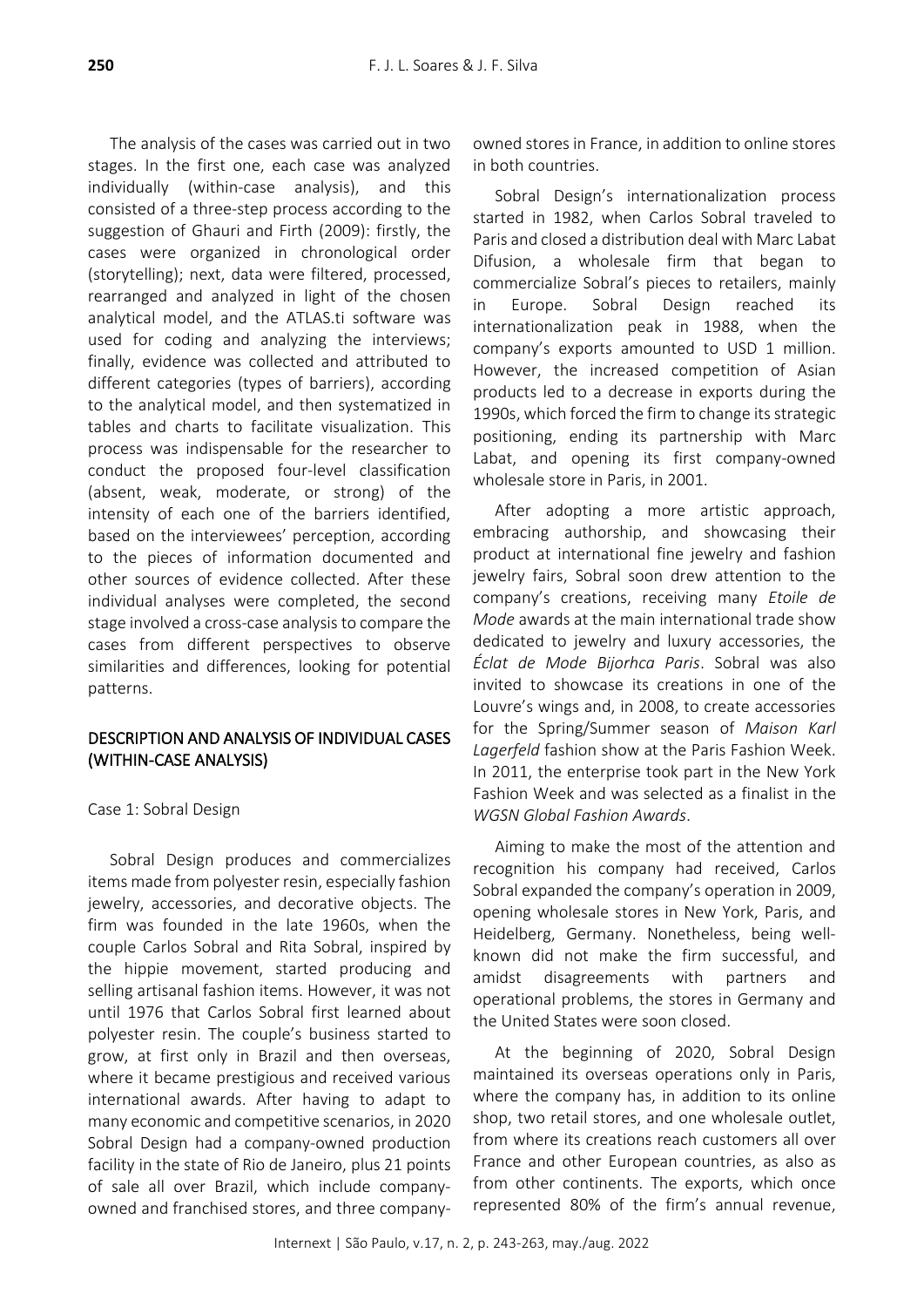The analysis of the cases was carried out in two stages. In the first one, each case was analyzed individually (within-case analysis), and this consisted of a three-step process according to the suggestion of Ghauri and Firth (2009): firstly, the cases were organized in chronological order (storytelling); next, data were filtered, processed, rearranged and analyzed in light of the chosen analytical model, and the ATLAS.ti software was used for coding and analyzing the interviews; finally, evidence was collected and attributed to different categories (types of barriers), according to the analytical model, and then systematized in tables and charts to facilitate visualization. This process was indispensable for the researcher to conduct the proposed four-level classification (absent, weak, moderate, or strong) of the intensity of each one of the barriers identified, based on the interviewees' perception, according to the pieces of information documented and other sources of evidence collected. After these individual analyses were completed, the second stage involved a cross-case analysis to compare the cases from different perspectives to observe similarities and differences, looking for potential patterns.

## DESCRIPTION AND ANALYSIS OF INDIVIDUAL CASES (WITHIN-CASE ANALYSIS)

### Case 1: Sobral Design

Sobral Design produces and commercializes items made from polyester resin, especially fashion jewelry, accessories, and decorative objects. The firm was founded in the late 1960s, when the couple Carlos Sobral and Rita Sobral, inspired by the hippie movement, started producing and selling artisanal fashion items. However, it was not until 1976 that Carlos Sobral first learned about polyester resin. The couple's business started to grow, at first only in Brazil and then overseas, where it became prestigious and received various international awards. After having to adapt to many economic and competitive scenarios, in 2020 Sobral Design had a company-owned production facility in the state of Rio de Janeiro, plus 21 points of sale all over Brazil, which include company-owned and franchised stores, and three company-owned stores in France, in addition to online stores in both countries.

Sobral Design's internationalization process started in 1982, when Carlos Sobral traveled to Paris and closed a distribution deal with Marc Labat Difusion, a wholesale firm that began to commercialize Sobral's pieces to retailers, mainly in Europe. Sobral Design reached its internationalization peak in 1988, when the company's exports amounted to USD 1 million. However, the increased competition of Asian products led to a decrease in exports during the 1990s, which forced the firm to change its strategic positioning, ending its partnership with Marc Labat, and opening its first company-owned wholesale store in Paris, in 2001.

After adopting a more artistic approach, embracing authorship, and showcasing their product at international fine jewelry and fashion jewelry fairs, Sobral soon drew attention to the company's creations, receiving many *Etoile de Mode* awards at the main international trade show dedicated to jewelry and luxury accessories, the *Éclat de Mode Bijorhca Paris*. Sobral was also invited to showcase its creations in one of the Louvre's wings and, in 2008, to create accessories for the Spring/Summer season of *Maison Karl Lagerfeld* fashion show at the Paris Fashion Week. In 2011, the enterprise took part in the New York Fashion Week and was selected as a finalist in the *WGSN Global Fashion Awards*.

Aiming to make the most of the attention and recognition his company had received, Carlos Sobral expanded the company's operation in 2009, opening wholesale stores in New York, Paris, and Heidelberg, Germany. Nonetheless, being well-known did not make the firm successful, and amidst disagreements with partners and operational problems, the stores in Germany and the United States were soon closed.

At the beginning of 2020, Sobral Design maintained its overseas operations only in Paris, where the company has, in addition to its online shop, two retail stores, and one wholesale outlet, from where its creations reach customers all over France and other European countries, as also as from other continents. The exports, which once represented 80% of the firm's annual revenue,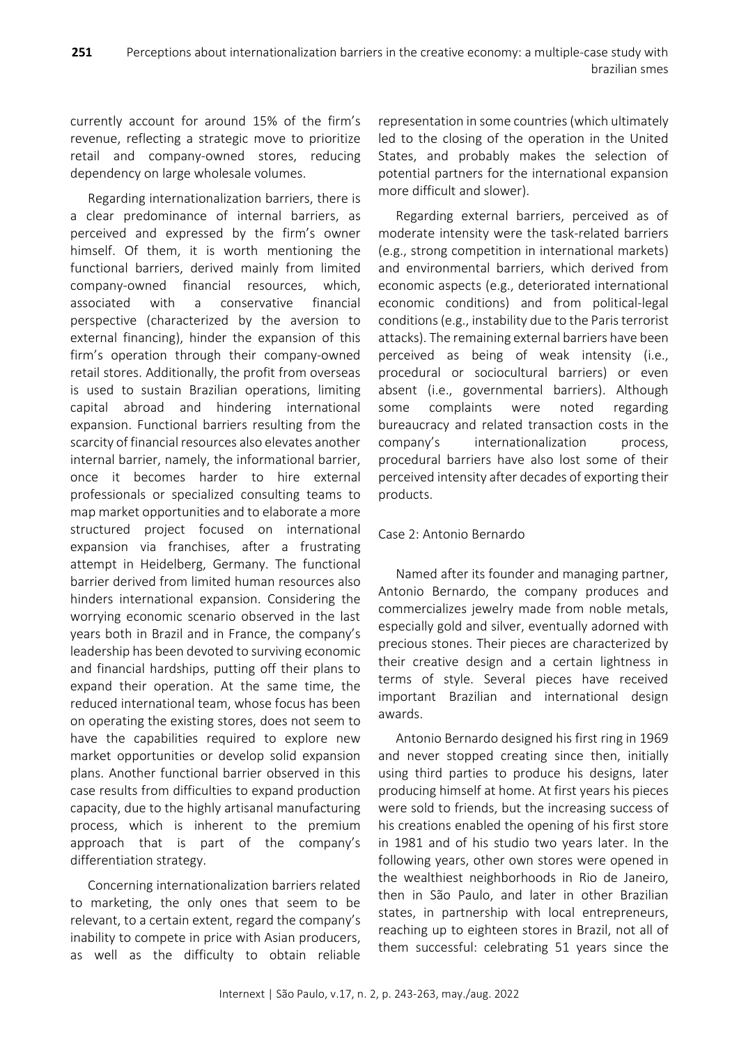currently account for around 15% of the firm's revenue, reflecting a strategic move to prioritize retail and company-owned stores, reducing dependency on large wholesale volumes.

Regarding internationalization barriers, there is a clear predominance of internal barriers, as perceived and expressed by the firm's owner himself. Of them, it is worth mentioning the functional barriers, derived mainly from limited company-owned financial resources, which, associated with a conservative financial perspective (characterized by the aversion to external financing), hinder the expansion of this firm's operation through their company-owned retail stores. Additionally, the profit from overseas is used to sustain Brazilian operations, limiting capital abroad and hindering international expansion. Functional barriers resulting from the scarcity of financial resources also elevates another internal barrier, namely, the informational barrier, once it becomes harder to hire external professionals or specialized consulting teams to map market opportunities and to elaborate a more structured project focused on international expansion via franchises, after a frustrating attempt in Heidelberg, Germany. The functional barrier derived from limited human resources also hinders international expansion. Considering the worrying economic scenario observed in the last years both in Brazil and in France, the company's leadership has been devoted to surviving economic and financial hardships, putting off their plans to expand their operation. At the same time, the reduced international team, whose focus has been on operating the existing stores, does not seem to have the capabilities required to explore new market opportunities or develop solid expansion plans. Another functional barrier observed in this case results from difficulties to expand production capacity, due to the highly artisanal manufacturing process, which is inherent to the premium approach that is part of the company's differentiation strategy.

Concerning internationalization barriers related to marketing, the only ones that seem to be relevant, to a certain extent, regard the company's inability to compete in price with Asian producers, as well as the difficulty to obtain reliable representation in some countries (which ultimately led to the closing of the operation in the United States, and probably makes the selection of potential partners for the international expansion more difficult and slower).

Regarding external barriers, perceived as of moderate intensity were the task-related barriers (e.g., strong competition in international markets) and environmental barriers, which derived from economic aspects (e.g., deteriorated international economic conditions) and from political-legal conditions (e.g., instability due to the Paris terrorist attacks). The remaining external barriers have been perceived as being of weak intensity (i.e., procedural or sociocultural barriers) or even absent (i.e., governmental barriers). Although some complaints were noted regarding bureaucracy and related transaction costs in the company's internationalization process, procedural barriers have also lost some of their perceived intensity after decades of exporting their products.

### Case 2: Antonio Bernardo

Named after its founder and managing partner, Antonio Bernardo, the company produces and commercializes jewelry made from noble metals, especially gold and silver, eventually adorned with precious stones. Their pieces are characterized by their creative design and a certain lightness in terms of style. Several pieces have received important Brazilian and international design awards.

Antonio Bernardo designed his first ring in 1969 and never stopped creating since then, initially using third parties to produce his designs, later producing himself at home. At first years his pieces were sold to friends, but the increasing success of his creations enabled the opening of his first store in 1981 and of his studio two years later. In the following years, other own stores were opened in the wealthiest neighborhoods in Rio de Janeiro, then in São Paulo, and later in other Brazilian states, in partnership with local entrepreneurs, reaching up to eighteen stores in Brazil, not all of them successful: celebrating 51 years since the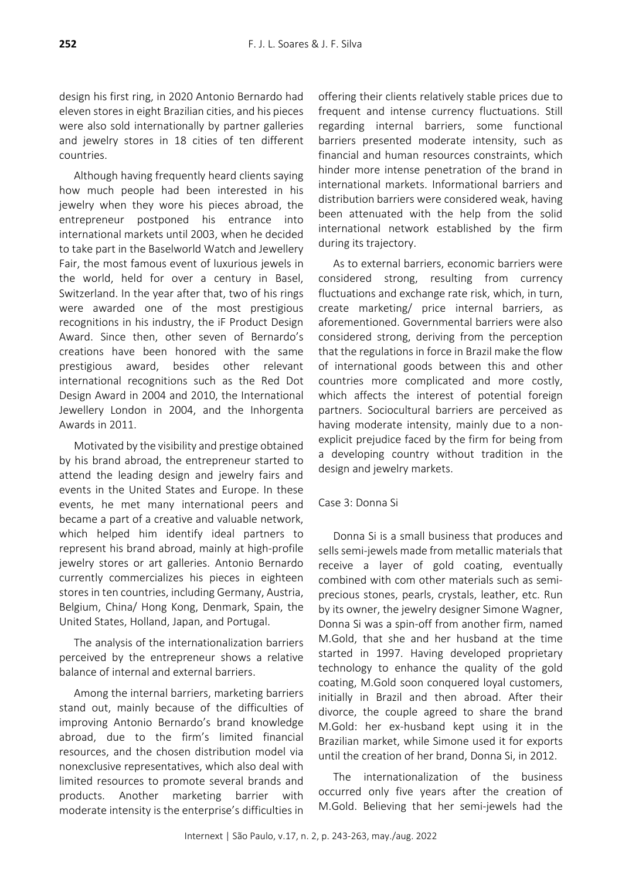design his first ring, in 2020 Antonio Bernardo had eleven stores in eight Brazilian cities, and his pieces were also sold internationally by partner galleries and jewelry stores in 18 cities of ten different countries.

Although having frequently heard clients saying how much people had been interested in his jewelry when they wore his pieces abroad, the entrepreneur postponed his entrance into international markets until 2003, when he decided to take part in the Baselworld Watch and Jewellery Fair, the most famous event of luxurious jewels in the world, held for over a century in Basel, Switzerland. In the year after that, two of his rings were awarded one of the most prestigious recognitions in his industry, the iF Product Design Award. Since then, other seven of Bernardo's creations have been honored with the same prestigious award, besides other relevant international recognitions such as the Red Dot Design Award in 2004 and 2010, the International Jewellery London in 2004, and the Inhorgenta Awards in 2011.

Motivated by the visibility and prestige obtained by his brand abroad, the entrepreneur started to attend the leading design and jewelry fairs and events in the United States and Europe. In these events, he met many international peers and became a part of a creative and valuable network, which helped him identify ideal partners to represent his brand abroad, mainly at high-profile jewelry stores or art galleries. Antonio Bernardo currently commercializes his pieces in eighteen stores in ten countries, including Germany, Austria, Belgium, China/ Hong Kong, Denmark, Spain, the United States, Holland, Japan, and Portugal.

The analysis of the internationalization barriers perceived by the entrepreneur shows a relative balance of internal and external barriers.

Among the internal barriers, marketing barriers stand out, mainly because of the difficulties of improving Antonio Bernardo's brand knowledge abroad, due to the firm's limited financial resources, and the chosen distribution model via nonexclusive representatives, which also deal with limited resources to promote several brands and products. Another marketing barrier with moderate intensity is the enterprise's difficulties in offering their clients relatively stable prices due to frequent and intense currency fluctuations. Still regarding internal barriers, some functional barriers presented moderate intensity, such as financial and human resources constraints, which hinder more intense penetration of the brand in international markets. Informational barriers and distribution barriers were considered weak, having been attenuated with the help from the solid international network established by the firm during its trajectory.

As to external barriers, economic barriers were considered strong, resulting from currency fluctuations and exchange rate risk, which, in turn, create marketing/ price internal barriers, as aforementioned. Governmental barriers were also considered strong, deriving from the perception that the regulations in force in Brazil make the flow of international goods between this and other countries more complicated and more costly, which affects the interest of potential foreign partners. Sociocultural barriers are perceived as having moderate intensity, mainly due to a non-explicit prejudice faced by the firm for being from a developing country without tradition in the design and jewelry markets.

### Case 3: Donna Si

Donna Si is a small business that produces and sells semi-jewels made from metallic materials that receive a layer of gold coating, eventually combined with com other materials such as semi-precious stones, pearls, crystals, leather, etc. Run by its owner, the jewelry designer Simone Wagner, Donna Si was a spin-off from another firm, named M.Gold, that she and her husband at the time started in 1997. Having developed proprietary technology to enhance the quality of the gold coating, M.Gold soon conquered loyal customers, initially in Brazil and then abroad. After their divorce, the couple agreed to share the brand M.Gold: her ex-husband kept using it in the Brazilian market, while Simone used it for exports until the creation of her brand, Donna Si, in 2012.

The internationalization of the business occurred only five years after the creation of M.Gold. Believing that her semi-jewels had the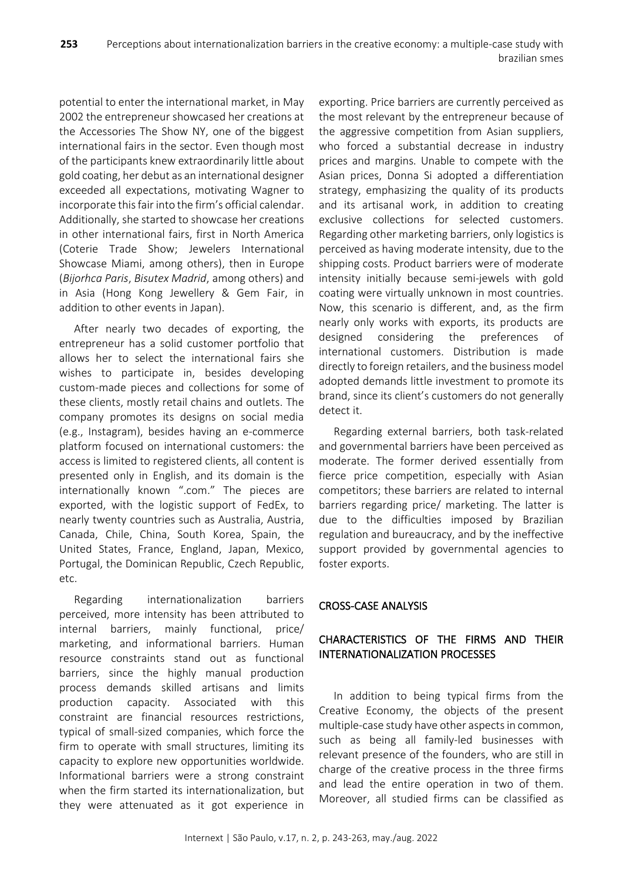potential to enter the international market, in May 2002 the entrepreneur showcased her creations at the Accessories The Show NY, one of the biggest international fairs in the sector. Even though most of the participants knew extraordinarily little about gold coating, her debut as an international designer exceeded all expectations, motivating Wagner to incorporate this fair into the firm's official calendar. Additionally, she started to showcase her creations in other international fairs, first in North America (Coterie Trade Show; Jewelers International Showcase Miami, among others), then in Europe (*Bijorhca Paris*, *Bisutex Madrid*, among others) and in Asia (Hong Kong Jewellery & Gem Fair, in addition to other events in Japan).

After nearly two decades of exporting, the entrepreneur has a solid customer portfolio that allows her to select the international fairs she wishes to participate in, besides developing custom-made pieces and collections for some of these clients, mostly retail chains and outlets. The company promotes its designs on social media (e.g., Instagram), besides having an e-commerce platform focused on international customers: the access is limited to registered clients, all content is presented only in English, and its domain is the internationally known ".com." The pieces are exported, with the logistic support of FedEx, to nearly twenty countries such as Australia, Austria, Canada, Chile, China, South Korea, Spain, the United States, France, England, Japan, Mexico, Portugal, the Dominican Republic, Czech Republic, etc.

Regarding internationalization barriers perceived, more intensity has been attributed to internal barriers, mainly functional, price/ marketing, and informational barriers. Human resource constraints stand out as functional barriers, since the highly manual production process demands skilled artisans and limits production capacity. Associated with this constraint are financial resources restrictions, typical of small-sized companies, which force the firm to operate with small structures, limiting its capacity to explore new opportunities worldwide. Informational barriers were a strong constraint when the firm started its internationalization, but they were attenuated as it got experience in exporting. Price barriers are currently perceived as the most relevant by the entrepreneur because of the aggressive competition from Asian suppliers, who forced a substantial decrease in industry prices and margins. Unable to compete with the Asian prices, Donna Si adopted a differentiation strategy, emphasizing the quality of its products and its artisanal work, in addition to creating exclusive collections for selected customers. Regarding other marketing barriers, only logistics is perceived as having moderate intensity, due to the shipping costs. Product barriers were of moderate intensity initially because semi-jewels with gold coating were virtually unknown in most countries. Now, this scenario is different, and, as the firm nearly only works with exports, its products are designed considering the preferences of international customers. Distribution is made directly to foreign retailers, and the business model adopted demands little investment to promote its brand, since its client's customers do not generally detect it.

Regarding external barriers, both task-related and governmental barriers have been perceived as moderate. The former derived essentially from fierce price competition, especially with Asian competitors; these barriers are related to internal barriers regarding price/ marketing. The latter is due to the difficulties imposed by Brazilian regulation and bureaucracy, and by the ineffective support provided by governmental agencies to foster exports.

## CROSS-CASE ANALYSIS

### CHARACTERISTICS OF THE FIRMS AND THEIR INTERNATIONALIZATION PROCESSES

In addition to being typical firms from the Creative Economy, the objects of the present multiple-case study have other aspects in common, such as being all family-led businesses with relevant presence of the founders, who are still in charge of the creative process in the three firms and lead the entire operation in two of them. Moreover, all studied firms can be classified as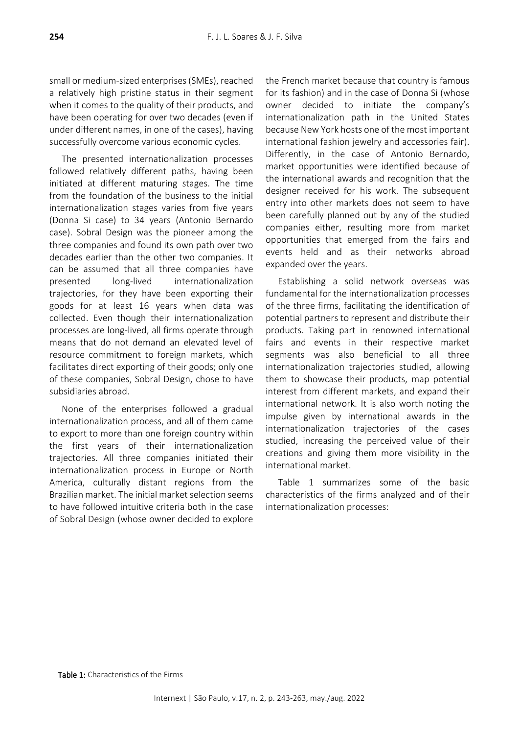small or medium-sized enterprises (SMEs), reached a relatively high pristine status in their segment when it comes to the quality of their products, and have been operating for over two decades (even if under different names, in one of the cases), having successfully overcome various economic cycles.

The presented internationalization processes followed relatively different paths, having been initiated at different maturing stages. The time from the foundation of the business to the initial internationalization stages varies from five years (Donna Si case) to 34 years (Antonio Bernardo case). Sobral Design was the pioneer among the three companies and found its own path over two decades earlier than the other two companies. It can be assumed that all three companies have presented long-lived internationalization trajectories, for they have been exporting their goods for at least 16 years when data was collected. Even though their internationalization processes are long-lived, all firms operate through means that do not demand an elevated level of resource commitment to foreign markets, which facilitates direct exporting of their goods; only one of these companies, Sobral Design, chose to have subsidiaries abroad.

None of the enterprises followed a gradual internationalization process, and all of them came to export to more than one foreign country within the first years of their internationalization trajectories. All three companies initiated their internationalization process in Europe or North America, culturally distant regions from the Brazilian market. The initial market selection seems to have followed intuitive criteria both in the case of Sobral Design (whose owner decided to explore the French market because that country is famous for its fashion) and in the case of Donna Si (whose owner decided to initiate the company's internationalization path in the United States because New York hosts one of the most important international fashion jewelry and accessories fair). Differently, in the case of Antonio Bernardo, market opportunities were identified because of the international awards and recognition that the designer received for his work. The subsequent entry into other markets does not seem to have been carefully planned out by any of the studied companies either, resulting more from market opportunities that emerged from the fairs and events held and as their networks abroad expanded over the years.

Establishing a solid network overseas was fundamental for the internationalization processes of the three firms, facilitating the identification of potential partners to represent and distribute their products. Taking part in renowned international fairs and events in their respective market segments was also beneficial to all three internationalization trajectories studied, allowing them to showcase their products, map potential interest from different markets, and expand their international network. It is also worth noting the impulse given by international awards in the internationalization trajectories of the cases studied, increasing the perceived value of their creations and giving them more visibility in the international market.

Table 1 summarizes some of the basic characteristics of the firms analyzed and of their internationalization processes:

**Table 1:** Characteristics of the Firms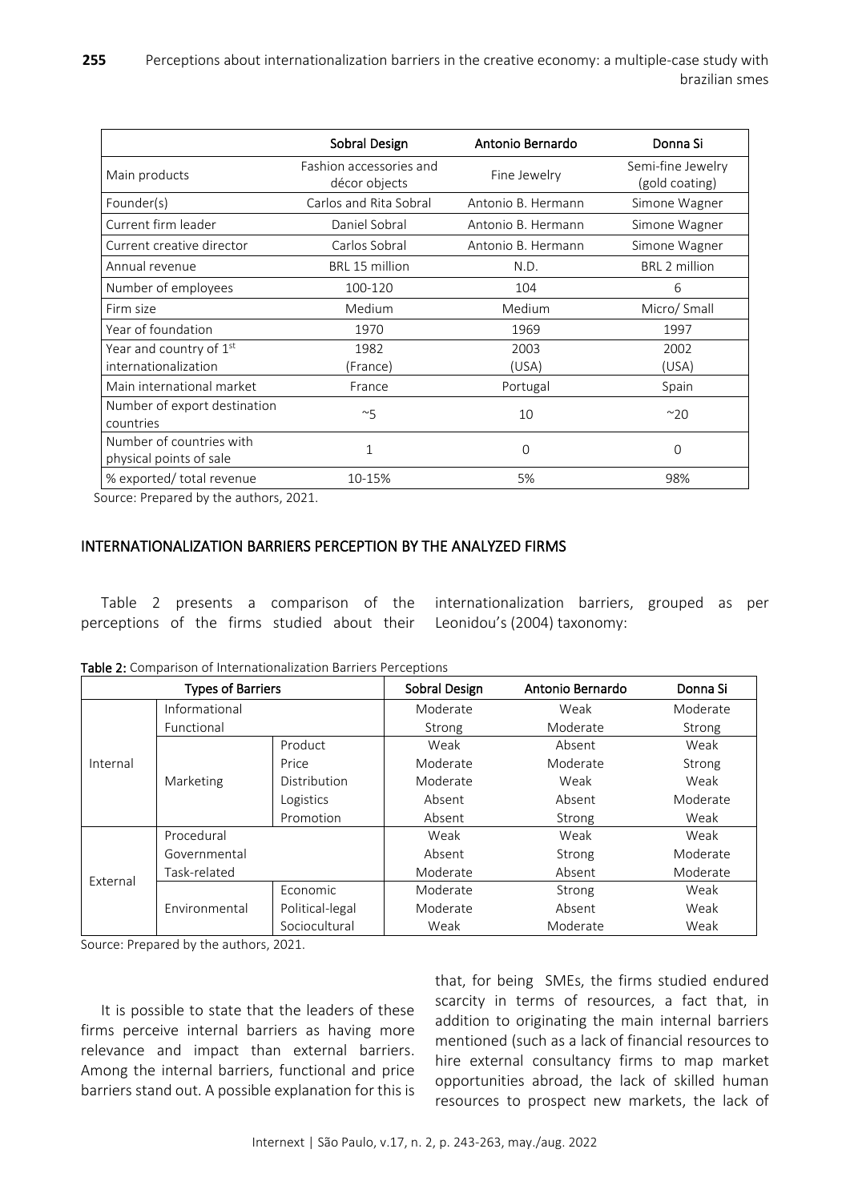|  | Sobral Design | Antonio Bernardo | Donna Si |
|---|---|---|---|
| Main products | Fashion accessories and décor objects | Fine Jewelry | Semi-fine Jewelry (gold coating) |
| Founder(s) | Carlos and Rita Sobral | Antonio B. Hermann | Simone Wagner |
| Current firm leader | Daniel Sobral | Antonio B. Hermann | Simone Wagner |
| Current creative director | Carlos Sobral | Antonio B. Hermann | Simone Wagner |
| Annual revenue | BRL 15 million | N.D. | BRL 2 million |
| Number of employees | 100-120 | 104 | 6 |
| Firm size | Medium | Medium | Micro/ Small |
| Year of foundation | 1970 | 1969 | 1997 |
| Year and country of 1st internationalization | 1982 (France) | 2003 (USA) | 2002 (USA) |
| Main international market | France | Portugal | Spain |
| Number of export destination countries | ~5 | 10 | ~20 |
| Number of countries with physical points of sale | 1 | 0 | 0 |
| % exported/ total revenue | 10-15% | 5% | 98% |

Source: Prepared by the authors, 2021.

## INTERNATIONALIZATION BARRIERS PERCEPTION BY THE ANALYZED FIRMS

Table 2 presents a comparison of the perceptions of the firms studied about their internationalization barriers, grouped as per Leonidou's (2004) taxonomy:

**Table 2:** Comparison of Internationalization Barriers Perceptions

| Types of Barriers | | | Sobral Design | Antonio Bernardo | Donna Si |
|---|---|---|---|---|---|
| Internal | Informational | | Moderate | Weak | Moderate |
| | Functional | | Strong | Moderate | Strong |
| | Marketing | Product | Weak | Absent | Weak |
| | | Price | Moderate | Moderate | Strong |
| | | Distribution | Moderate | Weak | Weak |
| | | Logistics | Absent | Absent | Moderate |
| | | Promotion | Absent | Strong | Weak |
| External | Procedural | | Weak | Weak | Weak |
| | Governmental | | Absent | Strong | Moderate |
| | Task-related | | Moderate | Absent | Moderate |
| | Environmental | Economic | Moderate | Strong | Weak |
| | | Political-legal | Moderate | Absent | Weak |
| | | Sociocultural | Weak | Moderate | Weak |

Source: Prepared by the authors, 2021.

It is possible to state that the leaders of these firms perceive internal barriers as having more relevance and impact than external barriers. Among the internal barriers, functional and price barriers stand out. A possible explanation for this is that, for being SMEs, the firms studied endured scarcity in terms of resources, a fact that, in addition to originating the main internal barriers mentioned (such as a lack of financial resources to hire external consultancy firms to map market opportunities abroad, the lack of skilled human resources to prospect new markets, the lack of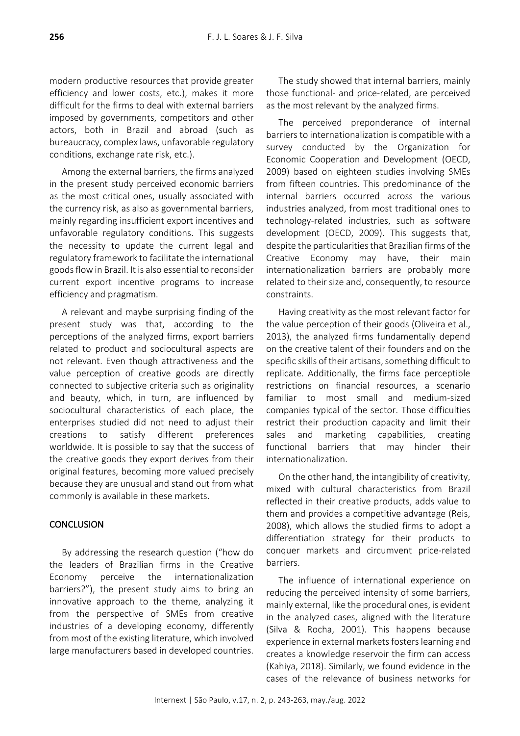modern productive resources that provide greater efficiency and lower costs, etc.), makes it more difficult for the firms to deal with external barriers imposed by governments, competitors and other actors, both in Brazil and abroad (such as bureaucracy, complex laws, unfavorable regulatory conditions, exchange rate risk, etc.).

Among the external barriers, the firms analyzed in the present study perceived economic barriers as the most critical ones, usually associated with the currency risk, as also as governmental barriers, mainly regarding insufficient export incentives and unfavorable regulatory conditions. This suggests the necessity to update the current legal and regulatory framework to facilitate the international goods flow in Brazil. It is also essential to reconsider current export incentive programs to increase efficiency and pragmatism.

A relevant and maybe surprising finding of the present study was that, according to the perceptions of the analyzed firms, export barriers related to product and sociocultural aspects are not relevant. Even though attractiveness and the value perception of creative goods are directly connected to subjective criteria such as originality and beauty, which, in turn, are influenced by sociocultural characteristics of each place, the enterprises studied did not need to adjust their creations to satisfy different preferences worldwide. It is possible to say that the success of the creative goods they export derives from their original features, becoming more valued precisely because they are unusual and stand out from what commonly is available in these markets.

## CONCLUSION

By addressing the research question ("how do the leaders of Brazilian firms in the Creative Economy perceive the internationalization barriers?"), the present study aims to bring an innovative approach to the theme, analyzing it from the perspective of SMEs from creative industries of a developing economy, differently from most of the existing literature, which involved large manufacturers based in developed countries.

The study showed that internal barriers, mainly those functional- and price-related, are perceived as the most relevant by the analyzed firms.

The perceived preponderance of internal barriers to internationalization is compatible with a survey conducted by the Organization for Economic Cooperation and Development (OECD, 2009) based on eighteen studies involving SMEs from fifteen countries. This predominance of the internal barriers occurred across the various industries analyzed, from most traditional ones to technology-related industries, such as software development (OECD, 2009). This suggests that, despite the particularities that Brazilian firms of the Creative Economy may have, their main internationalization barriers are probably more related to their size and, consequently, to resource constraints.

Having creativity as the most relevant factor for the value perception of their goods (Oliveira et al., 2013), the analyzed firms fundamentally depend on the creative talent of their founders and on the specific skills of their artisans, something difficult to replicate. Additionally, the firms face perceptible restrictions on financial resources, a scenario familiar to most small and medium-sized companies typical of the sector. Those difficulties restrict their production capacity and limit their sales and marketing capabilities, creating functional barriers that may hinder their internationalization.

On the other hand, the intangibility of creativity, mixed with cultural characteristics from Brazil reflected in their creative products, adds value to them and provides a competitive advantage (Reis, 2008), which allows the studied firms to adopt a differentiation strategy for their products to conquer markets and circumvent price-related barriers.

The influence of international experience on reducing the perceived intensity of some barriers, mainly external, like the procedural ones, is evident in the analyzed cases, aligned with the literature (Silva & Rocha, 2001). This happens because experience in external markets fosters learning and creates a knowledge reservoir the firm can access (Kahiya, 2018). Similarly, we found evidence in the cases of the relevance of business networks for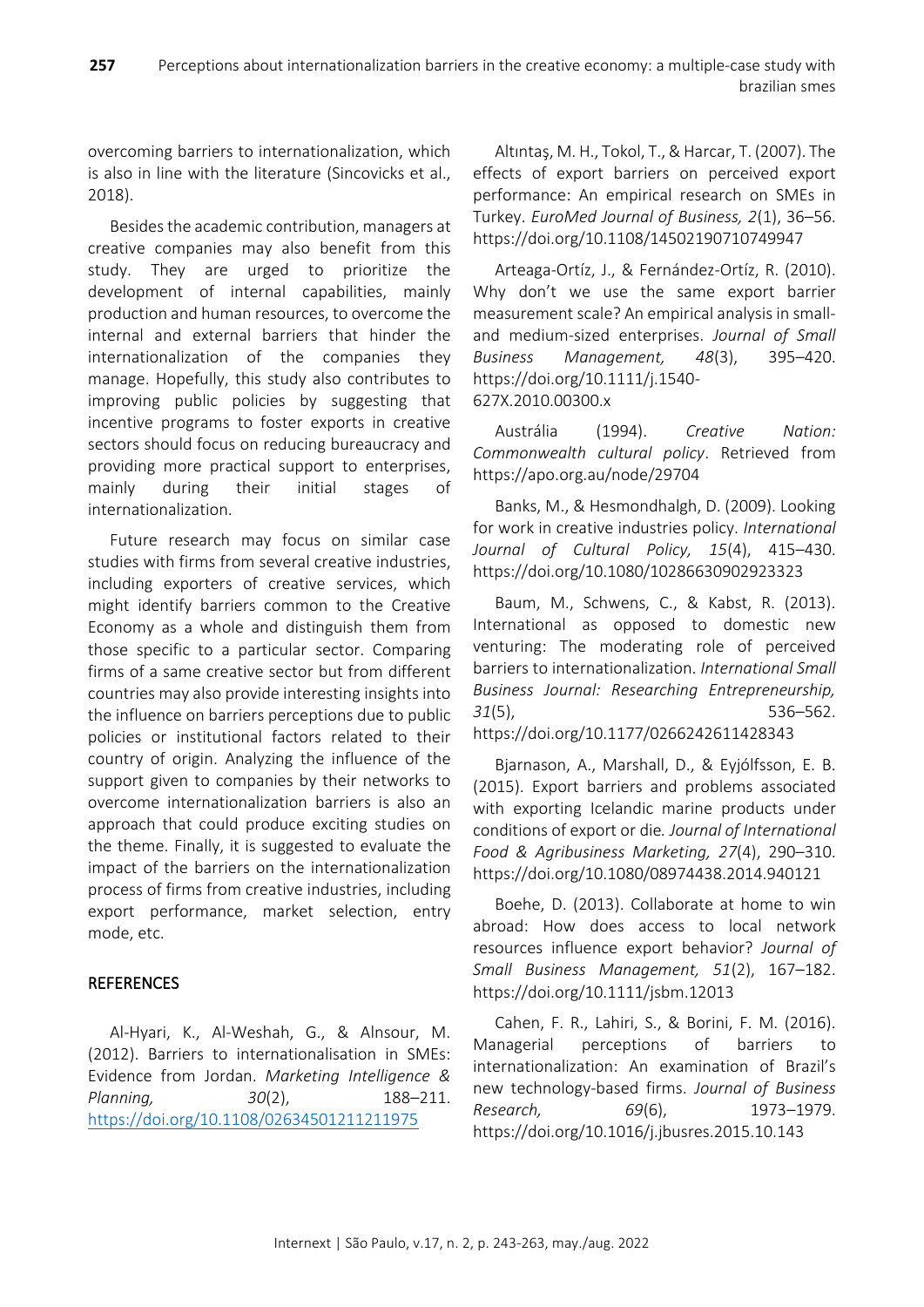overcoming barriers to internationalization, which is also in line with the literature (Sincovicks et al., 2018).

Besides the academic contribution, managers at creative companies may also benefit from this study. They are urged to prioritize the development of internal capabilities, mainly production and human resources, to overcome the internal and external barriers that hinder the internationalization of the companies they manage. Hopefully, this study also contributes to improving public policies by suggesting that incentive programs to foster exports in creative sectors should focus on reducing bureaucracy and providing more practical support to enterprises, mainly during their initial stages of internationalization.

Future research may focus on similar case studies with firms from several creative industries, including exporters of creative services, which might identify barriers common to the Creative Economy as a whole and distinguish them from those specific to a particular sector. Comparing firms of a same creative sector but from different countries may also provide interesting insights into the influence on barriers perceptions due to public policies or institutional factors related to their country of origin. Analyzing the influence of the support given to companies by their networks to overcome internationalization barriers is also an approach that could produce exciting studies on the theme. Finally, it is suggested to evaluate the impact of the barriers on the internationalization process of firms from creative industries, including export performance, market selection, entry mode, etc.

## REFERENCES

Al-Hyari, K., Al-Weshah, G., & Alnsour, M. (2012). Barriers to internationalisation in SMEs: Evidence from Jordan. *Marketing Intelligence & Planning, 30*(2), 188–211. https://doi.org/10.1108/02634501211211975

Altıntaş, M. H., Tokol, T., & Harcar, T. (2007). The effects of export barriers on perceived export performance: An empirical research on SMEs in Turkey. *EuroMed Journal of Business, 2*(1), 36–56. https://doi.org/10.1108/14502190710749947

Arteaga-Ortíz, J., & Fernández-Ortíz, R. (2010). Why don't we use the same export barrier measurement scale? An empirical analysis in small- and medium-sized enterprises. *Journal of Small Business Management, 48*(3), 395–420. https://doi.org/10.1111/j.1540-627X.2010.00300.x

Austrália (1994). *Creative Nation: Commonwealth cultural policy*. Retrieved from https://apo.org.au/node/29704

Banks, M., & Hesmondhalgh, D. (2009). Looking for work in creative industries policy. *International Journal of Cultural Policy, 15*(4), 415–430. https://doi.org/10.1080/10286630902923323

Baum, M., Schwens, C., & Kabst, R. (2013). International as opposed to domestic new venturing: The moderating role of perceived barriers to internationalization. *International Small Business Journal: Researching Entrepreneurship, 31*(5), 536–562. https://doi.org/10.1177/0266242611428343

Bjarnason, A., Marshall, D., & Eyjólfsson, E. B. (2015). Export barriers and problems associated with exporting Icelandic marine products under conditions of export or die. *Journal of International Food & Agribusiness Marketing, 27*(4), 290–310. https://doi.org/10.1080/08974438.2014.940121

Boehe, D. (2013). Collaborate at home to win abroad: How does access to local network resources influence export behavior? *Journal of Small Business Management, 51*(2), 167–182. https://doi.org/10.1111/jsbm.12013

Cahen, F. R., Lahiri, S., & Borini, F. M. (2016). Managerial perceptions of barriers to internationalization: An examination of Brazil's new technology-based firms. *Journal of Business Research, 69*(6), 1973–1979. https://doi.org/10.1016/j.jbusres.2015.10.143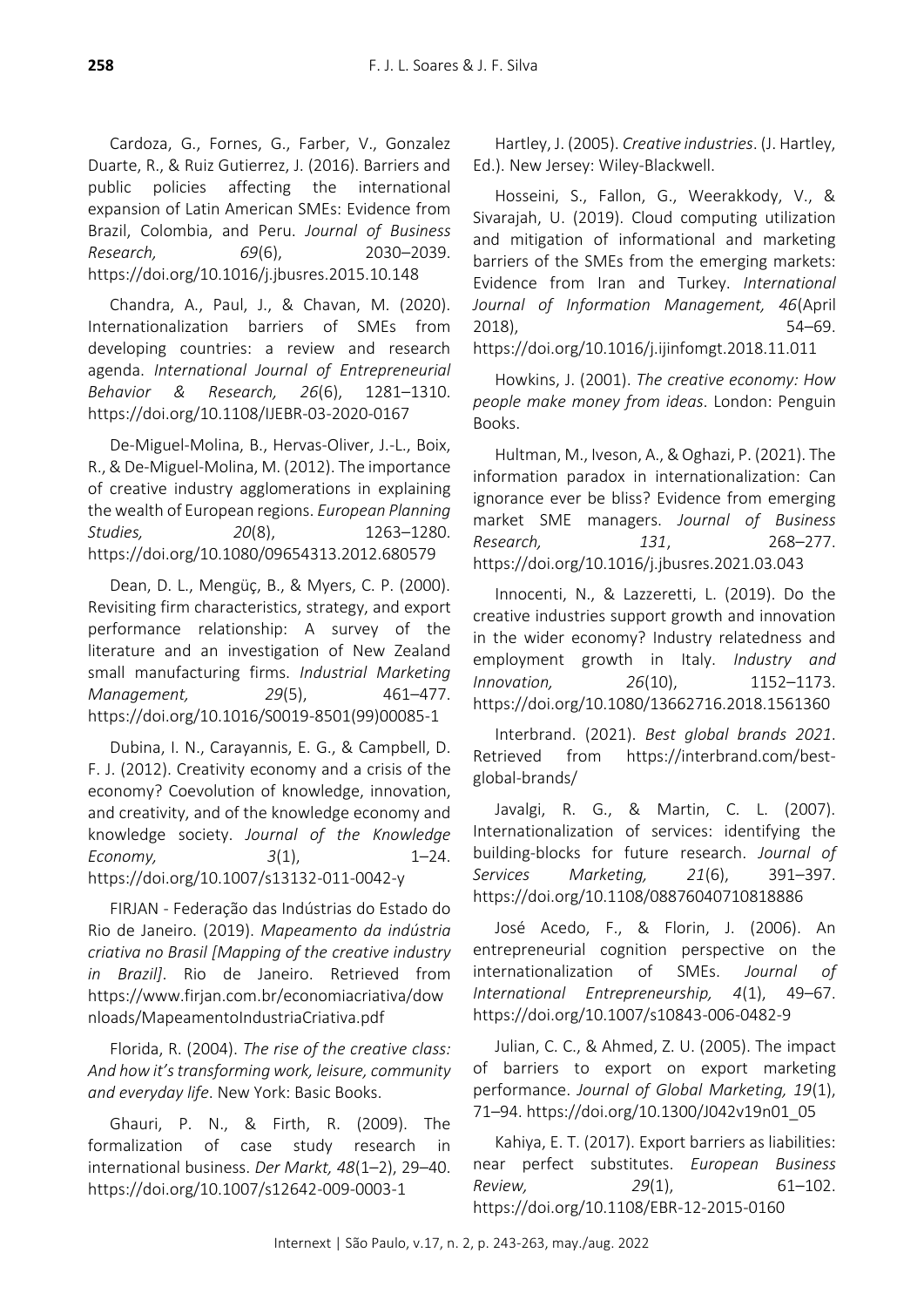Cardoza, G., Fornes, G., Farber, V., Gonzalez Duarte, R., & Ruiz Gutierrez, J. (2016). Barriers and public policies affecting the international expansion of Latin American SMEs: Evidence from Brazil, Colombia, and Peru. *Journal of Business Research, 69*(6), 2030–2039. https://doi.org/10.1016/j.jbusres.2015.10.148

Chandra, A., Paul, J., & Chavan, M. (2020). Internationalization barriers of SMEs from developing countries: a review and research agenda. *International Journal of Entrepreneurial Behavior & Research, 26*(6), 1281–1310. https://doi.org/10.1108/IJEBR-03-2020-0167

De-Miguel-Molina, B., Hervas-Oliver, J.-L., Boix, R., & De-Miguel-Molina, M. (2012). The importance of creative industry agglomerations in explaining the wealth of European regions. *European Planning Studies, 20*(8), 1263–1280. https://doi.org/10.1080/09654313.2012.680579

Dean, D. L., Mengüç, B., & Myers, C. P. (2000). Revisiting firm characteristics, strategy, and export performance relationship: A survey of the literature and an investigation of New Zealand small manufacturing firms. *Industrial Marketing Management, 29*(5), 461–477. https://doi.org/10.1016/S0019-8501(99)00085-1

Dubina, I. N., Carayannis, E. G., & Campbell, D. F. J. (2012). Creativity economy and a crisis of the economy? Coevolution of knowledge, innovation, and creativity, and of the knowledge economy and knowledge society. *Journal of the Knowledge Economy, 3*(1), 1–24. https://doi.org/10.1007/s13132-011-0042-y

FIRJAN - Federação das Indústrias do Estado do Rio de Janeiro. (2019). *Mapeamento da indústria criativa no Brasil [Mapping of the creative industry in Brazil]*. Rio de Janeiro. Retrieved from https://www.firjan.com.br/economiacriativa/downloads/MapeamentoIndustriaCriativa.pdf

Florida, R. (2004). *The rise of the creative class: And how it's transforming work, leisure, community and everyday life*. New York: Basic Books.

Ghauri, P. N., & Firth, R. (2009). The formalization of case study research in international business. *Der Markt, 48*(1–2), 29–40. https://doi.org/10.1007/s12642-009-0003-1

Hartley, J. (2005). *Creative industries*. (J. Hartley, Ed.). New Jersey: Wiley-Blackwell.

Hosseini, S., Fallon, G., Weerakkody, V., & Sivarajah, U. (2019). Cloud computing utilization and mitigation of informational and marketing barriers of the SMEs from the emerging markets: Evidence from Iran and Turkey. *International Journal of Information Management, 46*(April 2018), 54–69. https://doi.org/10.1016/j.ijinfomgt.2018.11.011

Howkins, J. (2001). *The creative economy: How people make money from ideas*. London: Penguin Books.

Hultman, M., Iveson, A., & Oghazi, P. (2021). The information paradox in internationalization: Can ignorance ever be bliss? Evidence from emerging market SME managers. *Journal of Business Research, 131*, 268–277. https://doi.org/10.1016/j.jbusres.2021.03.043

Innocenti, N., & Lazzeretti, L. (2019). Do the creative industries support growth and innovation in the wider economy? Industry relatedness and employment growth in Italy. *Industry and Innovation, 26*(10), 1152–1173. https://doi.org/10.1080/13662716.2018.1561360

Interbrand. (2021). *Best global brands 2021*. Retrieved from https://interbrand.com/best-global-brands/

Javalgi, R. G., & Martin, C. L. (2007). Internationalization of services: identifying the building-blocks for future research. *Journal of Services Marketing, 21*(6), 391–397. https://doi.org/10.1108/08876040710818886

José Acedo, F., & Florin, J. (2006). An entrepreneurial cognition perspective on the internationalization of SMEs. *Journal of International Entrepreneurship, 4*(1), 49–67. https://doi.org/10.1007/s10843-006-0482-9

Julian, C. C., & Ahmed, Z. U. (2005). The impact of barriers to export on export marketing performance. *Journal of Global Marketing, 19*(1), 71–94. https://doi.org/10.1300/J042v19n01_05

Kahiya, E. T. (2017). Export barriers as liabilities: near perfect substitutes. *European Business Review, 29*(1), 61–102. https://doi.org/10.1108/EBR-12-2015-0160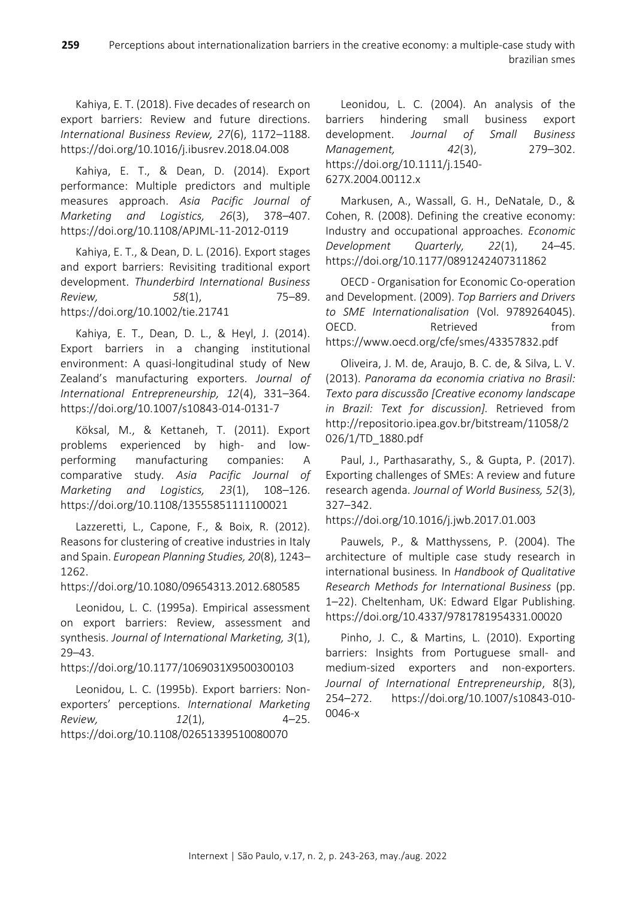Kahiya, E. T. (2018). Five decades of research on export barriers: Review and future directions. *International Business Review, 27*(6), 1172–1188. https://doi.org/10.1016/j.ibusrev.2018.04.008

Kahiya, E. T., & Dean, D. (2014). Export performance: Multiple predictors and multiple measures approach. *Asia Pacific Journal of Marketing and Logistics, 26*(3), 378–407. https://doi.org/10.1108/APJML-11-2012-0119

Kahiya, E. T., & Dean, D. L. (2016). Export stages and export barriers: Revisiting traditional export development. *Thunderbird International Business Review, 58*(1), 75–89. https://doi.org/10.1002/tie.21741

Kahiya, E. T., Dean, D. L., & Heyl, J. (2014). Export barriers in a changing institutional environment: A quasi-longitudinal study of New Zealand's manufacturing exporters. *Journal of International Entrepreneurship, 12*(4), 331–364. https://doi.org/10.1007/s10843-014-0131-7

Köksal, M., & Kettaneh, T. (2011). Export problems experienced by high- and low-performing manufacturing companies: A comparative study. *Asia Pacific Journal of Marketing and Logistics, 23*(1), 108–126. https://doi.org/10.1108/13555851111100021

Lazzeretti, L., Capone, F., & Boix, R. (2012). Reasons for clustering of creative industries in Italy and Spain. *European Planning Studies, 20*(8), 1243–1262. https://doi.org/10.1080/09654313.2012.680585

Leonidou, L. C. (1995a). Empirical assessment on export barriers: Review, assessment and synthesis. *Journal of International Marketing, 3*(1), 29–43. https://doi.org/10.1177/1069031X9500300103

Leonidou, L. C. (1995b). Export barriers: Non-exporters' perceptions. *International Marketing Review, 12*(1), 4–25. https://doi.org/10.1108/02651339510080070

Leonidou, L. C. (2004). An analysis of the barriers hindering small business export development. *Journal of Small Business Management, 42*(3), 279–302. https://doi.org/10.1111/j.1540-627X.2004.00112.x

Markusen, A., Wassall, G. H., DeNatale, D., & Cohen, R. (2008). Defining the creative economy: Industry and occupational approaches. *Economic Development Quarterly, 22*(1), 24–45. https://doi.org/10.1177/0891242407311862

OECD - Organisation for Economic Co-operation and Development. (2009). *Top Barriers and Drivers to SME Internationalisation* (Vol. 9789264045). OECD. Retrieved from https://www.oecd.org/cfe/smes/43357832.pdf

Oliveira, J. M. de, Araujo, B. C. de, & Silva, L. V. (2013). *Panorama da economia criativa no Brasil: Texto para discussão [Creative economy landscape in Brazil: Text for discussion].* Retrieved from http://repositorio.ipea.gov.br/bitstream/11058/2026/1/TD_1880.pdf

Paul, J., Parthasarathy, S., & Gupta, P. (2017). Exporting challenges of SMEs: A review and future research agenda. *Journal of World Business, 52*(3), 327–342. https://doi.org/10.1016/j.jwb.2017.01.003

Pauwels, P., & Matthyssens, P. (2004). The architecture of multiple case study research in international business. In *Handbook of Qualitative Research Methods for International Business* (pp. 1–22). Cheltenham, UK: Edward Elgar Publishing. https://doi.org/10.4337/9781781954331.00020

Pinho, J. C., & Martins, L. (2010). Exporting barriers: Insights from Portuguese small- and medium-sized exporters and non-exporters. *Journal of International Entrepreneurship*, 8(3), 254–272. https://doi.org/10.1007/s10843-010-0046-x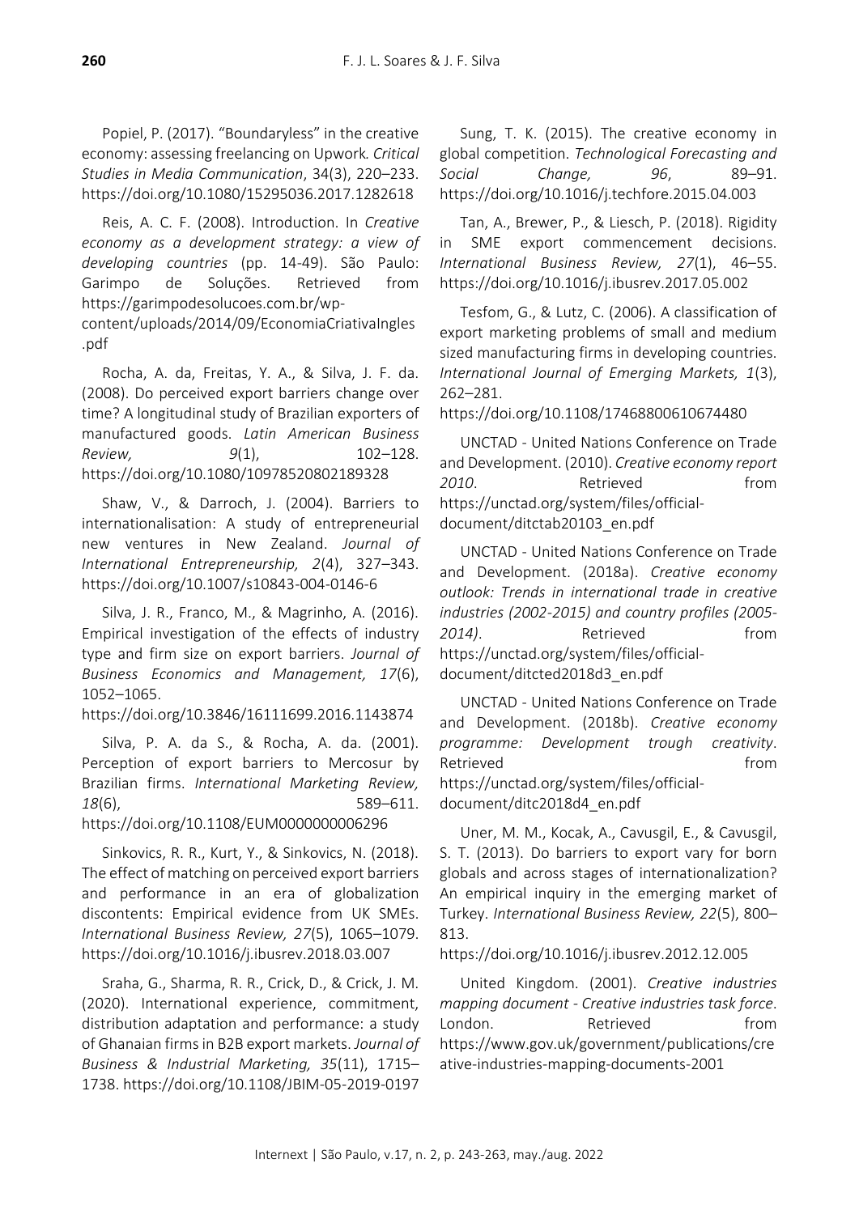Popiel, P. (2017). "Boundaryless" in the creative economy: assessing freelancing on Upwork. *Critical Studies in Media Communication*, 34(3), 220–233. https://doi.org/10.1080/15295036.2017.1282618

Reis, A. C. F. (2008). Introduction. In *Creative economy as a development strategy: a view of developing countries* (pp. 14-49). São Paulo: Garimpo de Soluções. Retrieved from https://garimpodesolucoes.com.br/wp-content/uploads/2014/09/EconomiaCriativaIngles.pdf

Rocha, A. da, Freitas, Y. A., & Silva, J. F. da. (2008). Do perceived export barriers change over time? A longitudinal study of Brazilian exporters of manufactured goods. *Latin American Business Review, 9*(1), 102–128. https://doi.org/10.1080/10978520802189328

Shaw, V., & Darroch, J. (2004). Barriers to internationalisation: A study of entrepreneurial new ventures in New Zealand. *Journal of International Entrepreneurship, 2*(4), 327–343. https://doi.org/10.1007/s10843-004-0146-6

Silva, J. R., Franco, M., & Magrinho, A. (2016). Empirical investigation of the effects of industry type and firm size on export barriers. *Journal of Business Economics and Management, 17*(6), 1052–1065. https://doi.org/10.3846/16111699.2016.1143874

Silva, P. A. da S., & Rocha, A. da. (2001). Perception of export barriers to Mercosur by Brazilian firms. *International Marketing Review, 18*(6), 589–611. https://doi.org/10.1108/EUM0000000006296

Sinkovics, R. R., Kurt, Y., & Sinkovics, N. (2018). The effect of matching on perceived export barriers and performance in an era of globalization discontents: Empirical evidence from UK SMEs. *International Business Review, 27*(5), 1065–1079. https://doi.org/10.1016/j.ibusrev.2018.03.007

Sraha, G., Sharma, R. R., Crick, D., & Crick, J. M. (2020). International experience, commitment, distribution adaptation and performance: a study of Ghanaian firms in B2B export markets. *Journal of Business & Industrial Marketing, 35*(11), 1715–1738. https://doi.org/10.1108/JBIM-05-2019-0197

Sung, T. K. (2015). The creative economy in global competition. *Technological Forecasting and Social Change, 96*, 89–91. https://doi.org/10.1016/j.techfore.2015.04.003

Tan, A., Brewer, P., & Liesch, P. (2018). Rigidity in SME export commencement decisions. *International Business Review, 27*(1), 46–55. https://doi.org/10.1016/j.ibusrev.2017.05.002

Tesfom, G., & Lutz, C. (2006). A classification of export marketing problems of small and medium sized manufacturing firms in developing countries. *International Journal of Emerging Markets, 1*(3), 262–281. https://doi.org/10.1108/17468800610674480

UNCTAD - United Nations Conference on Trade and Development. (2010). *Creative economy report 2010*. Retrieved from https://unctad.org/system/files/official-document/ditctab20103_en.pdf

UNCTAD - United Nations Conference on Trade and Development. (2018a). *Creative economy outlook: Trends in international trade in creative industries (2002-2015) and country profiles (2005-2014)*. Retrieved from https://unctad.org/system/files/official-document/ditcted2018d3_en.pdf

UNCTAD - United Nations Conference on Trade and Development. (2018b). *Creative economy programme: Development trough creativity*. Retrieved from https://unctad.org/system/files/official-document/ditc2018d4_en.pdf

Uner, M. M., Kocak, A., Cavusgil, E., & Cavusgil, S. T. (2013). Do barriers to export vary for born globals and across stages of internationalization? An empirical inquiry in the emerging market of Turkey. *International Business Review, 22*(5), 800–813. https://doi.org/10.1016/j.ibusrev.2012.12.005

United Kingdom. (2001). *Creative industries mapping document - Creative industries task force*. London. Retrieved from https://www.gov.uk/government/publications/creative-industries-mapping-documents-2001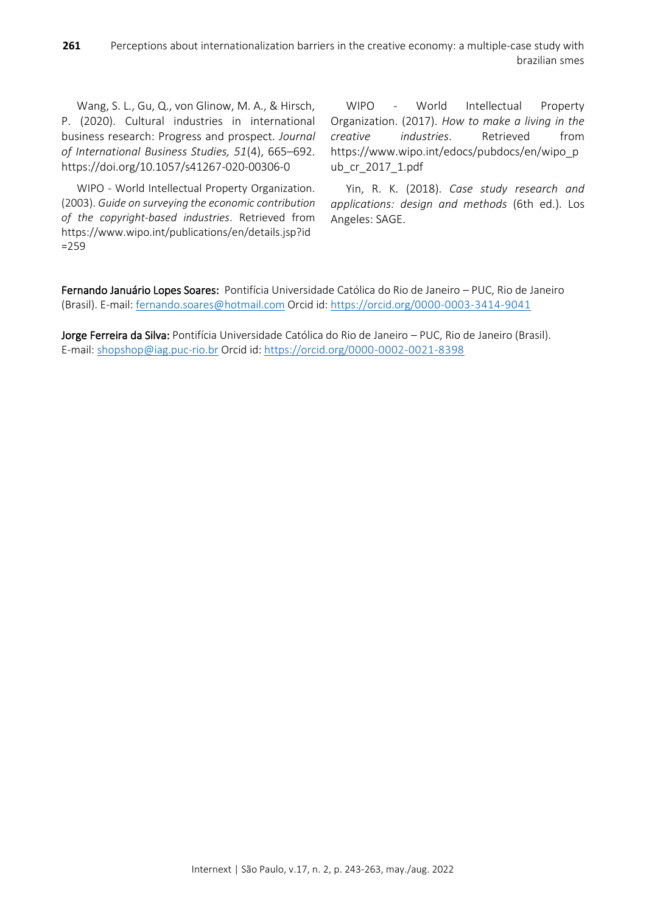Wang, S. L., Gu, Q., von Glinow, M. A., & Hirsch, P. (2020). Cultural industries in international business research: Progress and prospect. *Journal of International Business Studies, 51*(4), 665–692. https://doi.org/10.1057/s41267-020-00306-0

WIPO - World Intellectual Property Organization. (2003). *Guide on surveying the economic contribution of the copyright-based industries*. Retrieved from https://www.wipo.int/publications/en/details.jsp?id=259

WIPO - World Intellectual Property Organization. (2017). *How to make a living in the creative industries*. Retrieved from https://www.wipo.int/edocs/pubdocs/en/wipo_pub_cr_2017_1.pdf

Yin, R. K. (2018). *Case study research and applications: design and methods* (6th ed.). Los Angeles: SAGE.

**Fernando Januário Lopes Soares:** Pontifícia Universidade Católica do Rio de Janeiro – PUC, Rio de Janeiro (Brasil). E-mail: fernando.soares@hotmail.com Orcid id: https://orcid.org/0000-0003-3414-9041

**Jorge Ferreira da Silva:** Pontifícia Universidade Católica do Rio de Janeiro – PUC, Rio de Janeiro (Brasil). E-mail: shopshop@iag.puc-rio.br Orcid id: https://orcid.org/0000-0002-0021-8398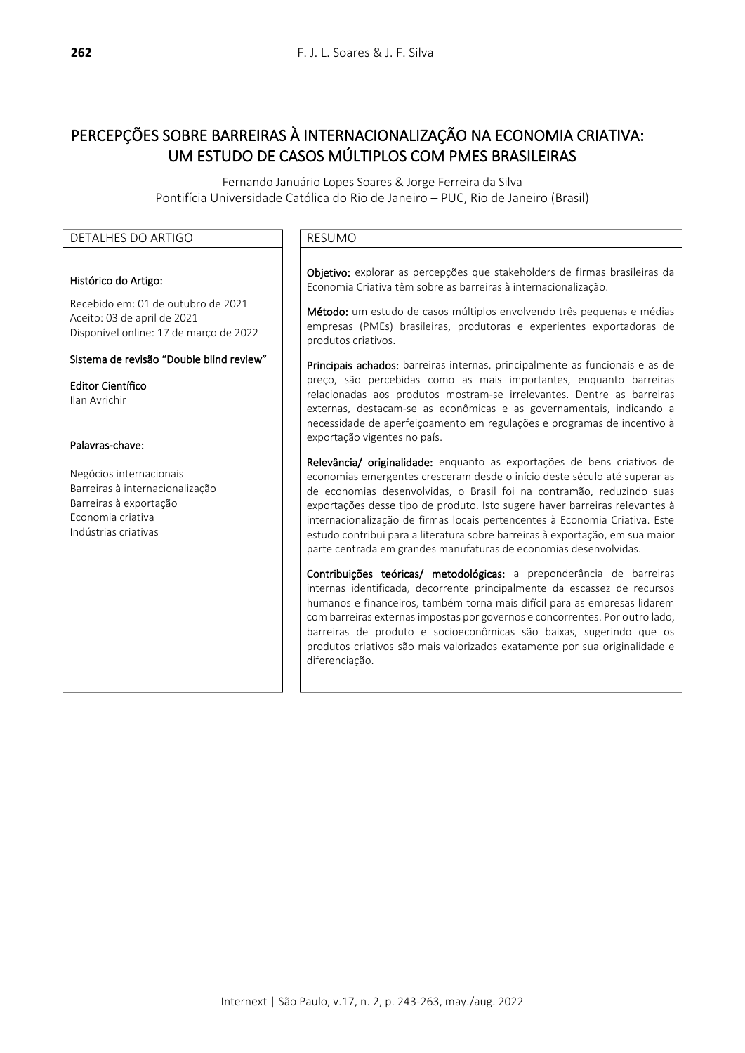# PERCEPÇÕES SOBRE BARREIRAS À INTERNACIONALIZAÇÃO NA ECONOMIA CRIATIVA: UM ESTUDO DE CASOS MÚLTIPLOS COM PMES BRASILEIRAS

Fernando Januário Lopes Soares & Jorge Ferreira da Silva
Pontifícia Universidade Católica do Rio de Janeiro – PUC, Rio de Janeiro (Brasil)

## DETALHES DO ARTIGO

**Histórico do Artigo:**

Recebido em: 01 de outubro de 2021
Aceito: 03 de april de 2021
Disponível online: 17 de março de 2022

**Sistema de revisão "Double blind review"**

**Editor Científico**
Ilan Avrichir

**Palavras-chave:**

Negócios internacionais
Barreiras à internacionalização
Barreiras à exportação
Economia criativa
Indústrias criativas

## RESUMO

**Objetivo:** explorar as percepções que stakeholders de firmas brasileiras da Economia Criativa têm sobre as barreiras à internacionalização.

**Método:** um estudo de casos múltiplos envolvendo três pequenas e médias empresas (PMEs) brasileiras, produtoras e experientes exportadoras de produtos criativos.

**Principais achados:** barreiras internas, principalmente as funcionais e as de preço, são percebidas como as mais importantes, enquanto barreiras relacionadas aos produtos mostram-se irrelevantes. Dentre as barreiras externas, destacam-se as econômicas e as governamentais, indicando a necessidade de aperfeiçoamento em regulações e programas de incentivo à exportação vigentes no país.

**Relevância/ originalidade:** enquanto as exportações de bens criativos de economias emergentes cresceram desde o início deste século até superar as de economias desenvolvidas, o Brasil foi na contramão, reduzindo suas exportações desse tipo de produto. Isto sugere haver barreiras relevantes à internacionalização de firmas locais pertencentes à Economia Criativa. Este estudo contribui para a literatura sobre barreiras à exportação, em sua maior parte centrada em grandes manufaturas de economias desenvolvidas.

**Contribuições teóricas/ metodológicas:** a preponderância de barreiras internas identificada, decorrente principalmente da escassez de recursos humanos e financeiros, também torna mais difícil para as empresas lidarem com barreiras externas impostas por governos e concorrentes. Por outro lado, barreiras de produto e socioeconômicas são baixas, sugerindo que os produtos criativos são mais valorizados exatamente por sua originalidade e diferenciação.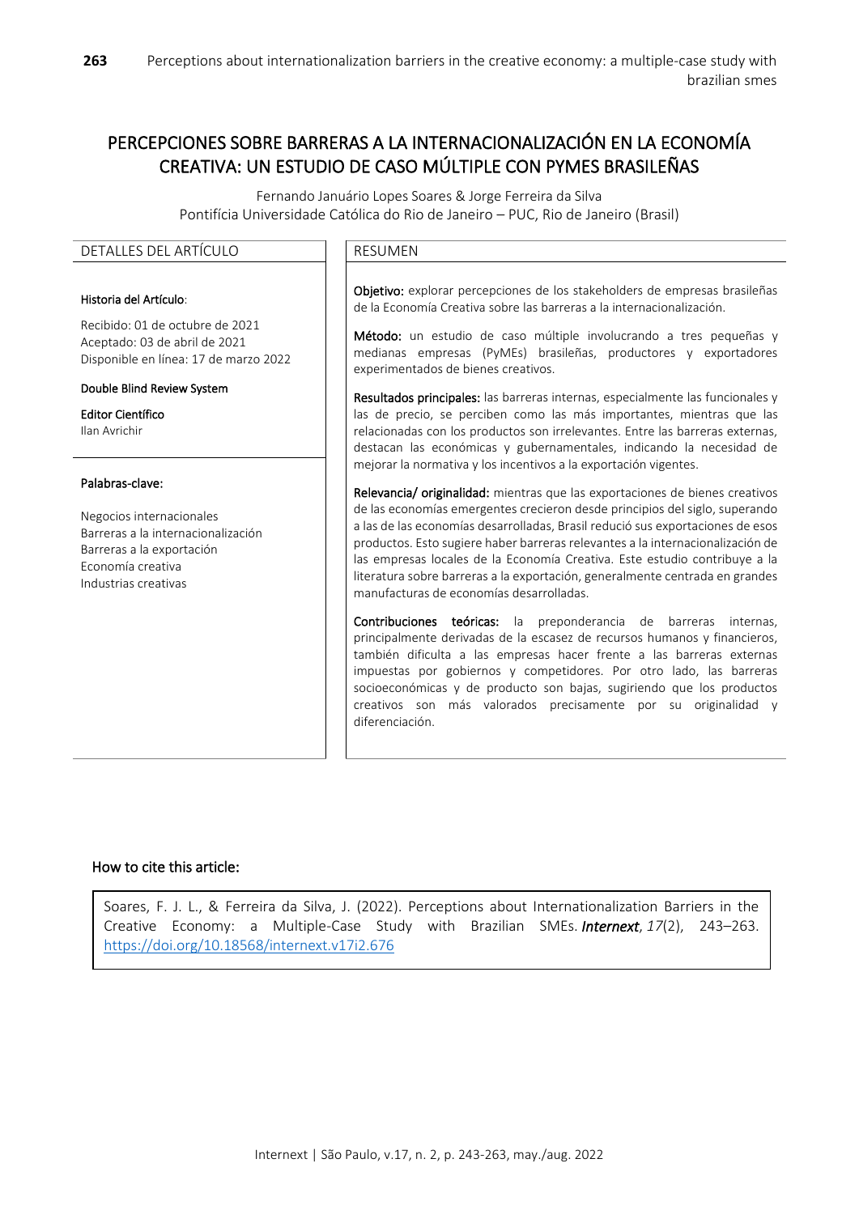# PERCEPCIONES SOBRE BARRERAS A LA INTERNACIONALIZACIÓN EN LA ECONOMÍA CREATIVA: UN ESTUDIO DE CASO MÚLTIPLE CON PYMES BRASILEÑAS

Fernando Januário Lopes Soares & Jorge Ferreira da Silva
Pontifícia Universidade Católica do Rio de Janeiro – PUC, Rio de Janeiro (Brasil)

## DETALLES DEL ARTÍCULO

**Historia del Artículo**:

Recibido: 01 de octubre de 2021
Aceptado: 03 de abril de 2021
Disponible en línea: 17 de marzo 2022

**Double Blind Review System**

**Editor Científico**
Ilan Avrichir

**Palabras-clave:**

Negocios internacionales
Barreras a la internacionalización
Barreras a la exportación
Economía creativa
Industrias creativas

## RESUMEN

**Objetivo:** explorar percepciones de los stakeholders de empresas brasileñas de la Economía Creativa sobre las barreras a la internacionalización.

**Método:** un estudio de caso múltiple involucrando a tres pequeñas y medianas empresas (PyMEs) brasileñas, productores y exportadores experimentados de bienes creativos.

**Resultados principales:** las barreras internas, especialmente las funcionales y las de precio, se perciben como las más importantes, mientras que las relacionadas con los productos son irrelevantes. Entre las barreras externas, destacan las económicas y gubernamentales, indicando la necesidad de mejorar la normativa y los incentivos a la exportación vigentes.

**Relevancia/ originalidad:** mientras que las exportaciones de bienes creativos de las economías emergentes crecieron desde principios del siglo, superando a las de las economías desarrolladas, Brasil redujo sus exportaciones de esos productos. Esto sugiere haber barreras relevantes a la internacionalización de las empresas locales de la Economía Creativa. Este estudio contribuye a la literatura sobre barreras a la exportación, generalmente centrada en grandes manufacturas de economías desarrolladas.

**Contribuciones teóricas:** la preponderancia de barreras internas, principalmente derivadas de la escasez de recursos humanos y financieros, también dificulta a las empresas hacer frente a las barreras externas impuestas por gobiernos y competidores. Por otro lado, las barreras socioeconómicas y de producto son bajas, sugiriendo que los productos creativos son más valorados precisamente por su originalidad y diferenciación.

**How to cite this article:**

Soares, F. J. L., & Ferreira da Silva, J. (2022). Perceptions about Internationalization Barriers in the Creative Economy: a Multiple-Case Study with Brazilian SMEs. ***Internext***, *17*(2), 243–263. https://doi.org/10.18568/internext.v17i2.676